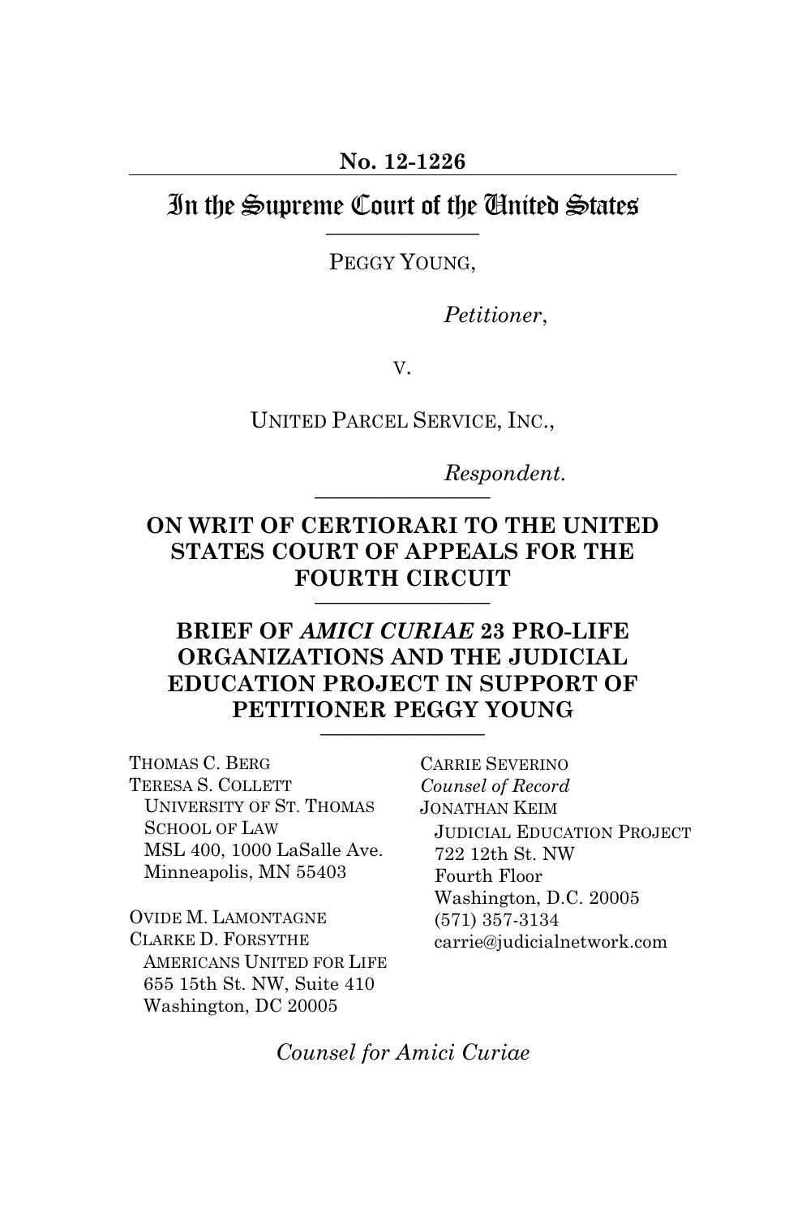**No. 12-1226**

# In the Supreme Court of the United States

PEGGY YOUNG,

*Petitioner*,

v.

UNITED PARCEL SERVICE, INC.,

*Respondent.*

**ON WRIT OF CERTIORARI TO THE UNITED STATES COURT OF APPEALS FOR THE FOURTH CIRCUIT**

**BRIEF OF *AMICI CURIAE* 23 PRO-LIFE ORGANIZATIONS AND THE JUDICIAL EDUCATION PROJECT IN SUPPORT OF PETITIONER PEGGY YOUNG**

THOMAS C. BERG
TERESA S. COLLETT
UNIVERSITY OF ST. THOMAS SCHOOL OF LAW
MSL 400, 1000 LaSalle Ave.
Minneapolis, MN 55403

OVIDE M. LAMONTAGNE
CLARKE D. FORSYTHE
AMERICANS UNITED FOR LIFE
655 15th St. NW, Suite 410
Washington, DC 20005

CARRIE SEVERINO
*Counsel of Record*
JONATHAN KEIM
JUDICIAL EDUCATION PROJECT
722 12th St. NW
Fourth Floor
Washington, D.C. 20005
(571) 357-3134
carrie@judicialnetwork.com

*Counsel for Amici Curiae*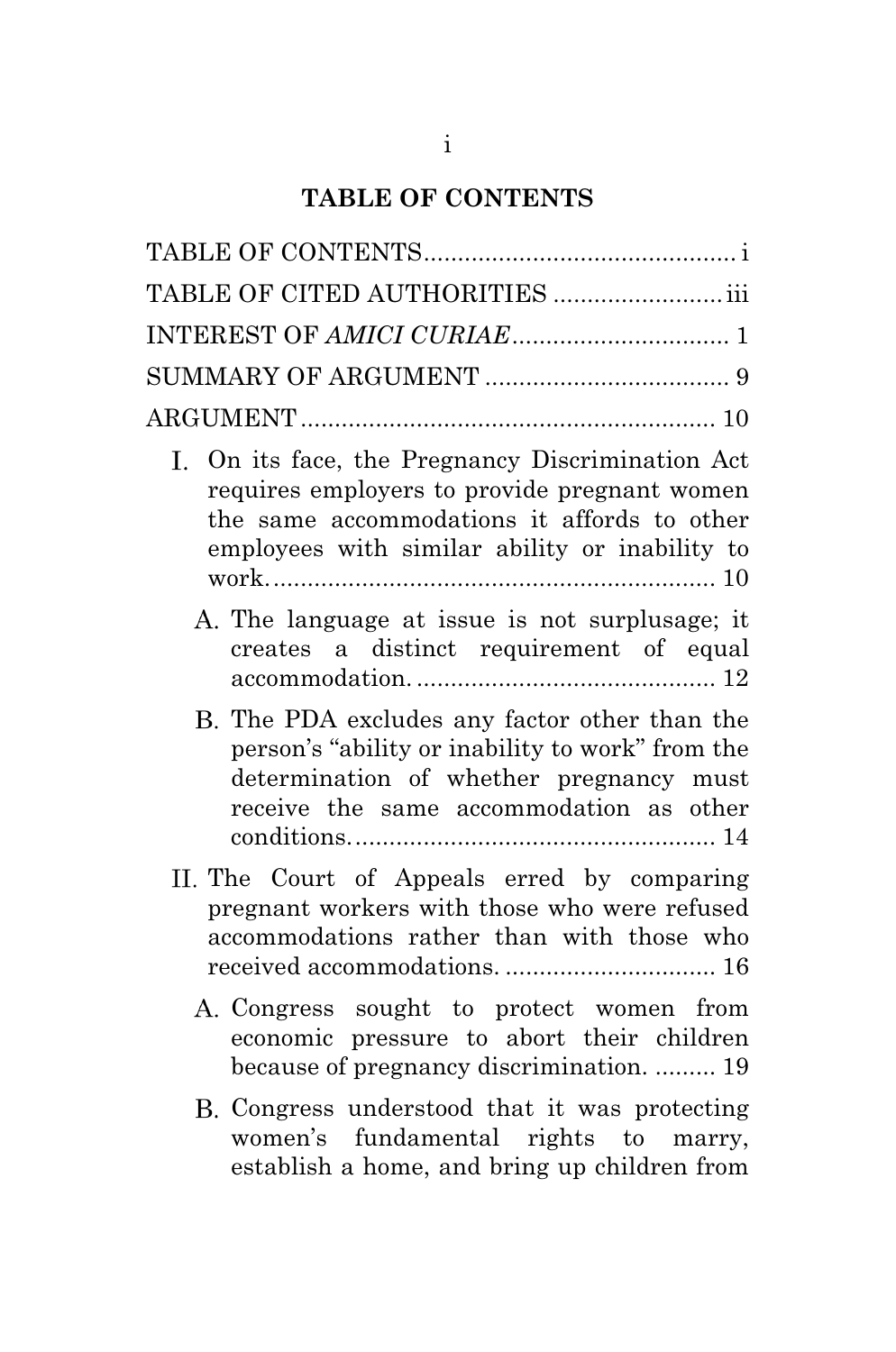## TABLE OF CONTENTS

TABLE OF CONTENTS .............................................. i

TABLE OF CITED AUTHORITIES ......................... iii

INTEREST OF *AMICI CURIAE* ................................ 1

SUMMARY OF ARGUMENT .................................... 9

ARGUMENT ............................................................ 10

- I. On its face, the Pregnancy Discrimination Act requires employers to provide pregnant women the same accommodations it affords to other employees with similar ability or inability to work. ................................................................. 10
  - A. The language at issue is not surplusage; it creates a distinct requirement of equal accommodation. ............................................ 12
  - B. The PDA excludes any factor other than the person's "ability or inability to work" from the determination of whether pregnancy must receive the same accommodation as other conditions. ..................................................... 14
- II. The Court of Appeals erred by comparing pregnant workers with those who were refused accommodations rather than with those who received accommodations. ............................... 16
  - A. Congress sought to protect women from economic pressure to abort their children because of pregnancy discrimination. ......... 19
  - B. Congress understood that it was protecting women's fundamental rights to marry, establish a home, and bring up children from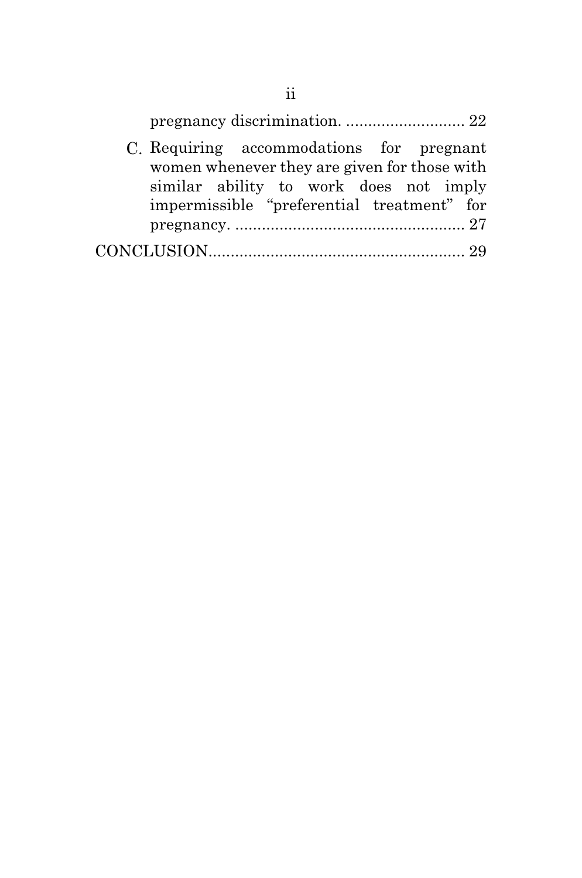pregnancy discrimination. ........................... 22

C. Requiring accommodations for pregnant women whenever they are given for those with similar ability to work does not imply impermissible "preferential treatment" for pregnancy. ..................................................... 27

CONCLUSION.......................................................... 29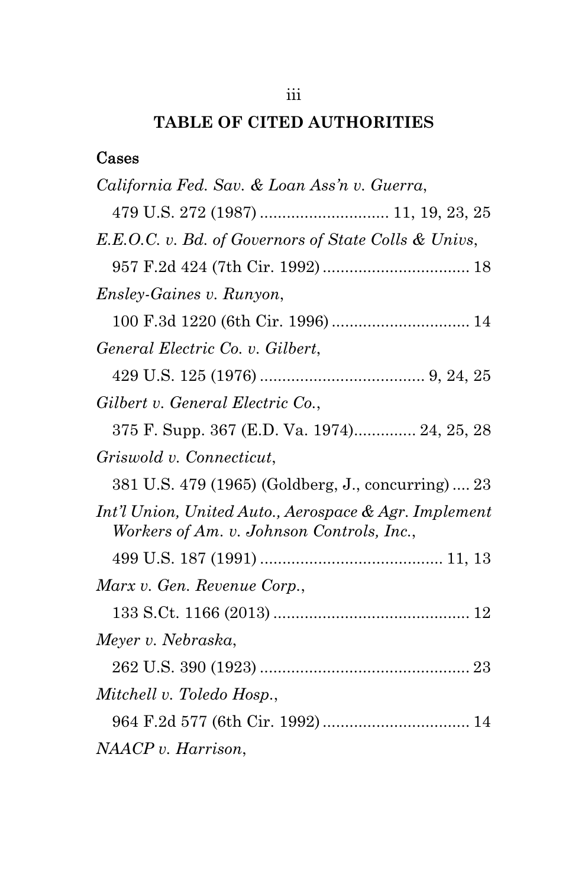## TABLE OF CITED AUTHORITIES

### Cases

*California Fed. Sav. & Loan Ass'n v. Guerra*, 479 U.S. 272 (1987) ............................ 11, 19, 23, 25

*E.E.O.C. v. Bd. of Governors of State Colls & Univs*, 957 F.2d 424 (7th Cir. 1992) ................................ 18

*Ensley-Gaines v. Runyon*, 100 F.3d 1220 (6th Cir. 1996) .............................. 14

*General Electric Co. v. Gilbert*, 429 U.S. 125 (1976) .................................... 9, 24, 25

*Gilbert v. General Electric Co.*, 375 F. Supp. 367 (E.D. Va. 1974).............. 24, 25, 28

*Griswold v. Connecticut*, 381 U.S. 479 (1965) (Goldberg, J., concurring) .... 23

*Int'l Union, United Auto., Aerospace & Agr. Implement Workers of Am. v. Johnson Controls, Inc.*, 499 U.S. 187 (1991) ........................................ 11, 13

*Marx v. Gen. Revenue Corp.*, 133 S.Ct. 1166 (2013) ........................................... 12

*Meyer v. Nebraska*, 262 U.S. 390 (1923) .............................................. 23

*Mitchell v. Toledo Hosp.*, 964 F.2d 577 (6th Cir. 1992) ................................ 14

*NAACP v. Harrison*,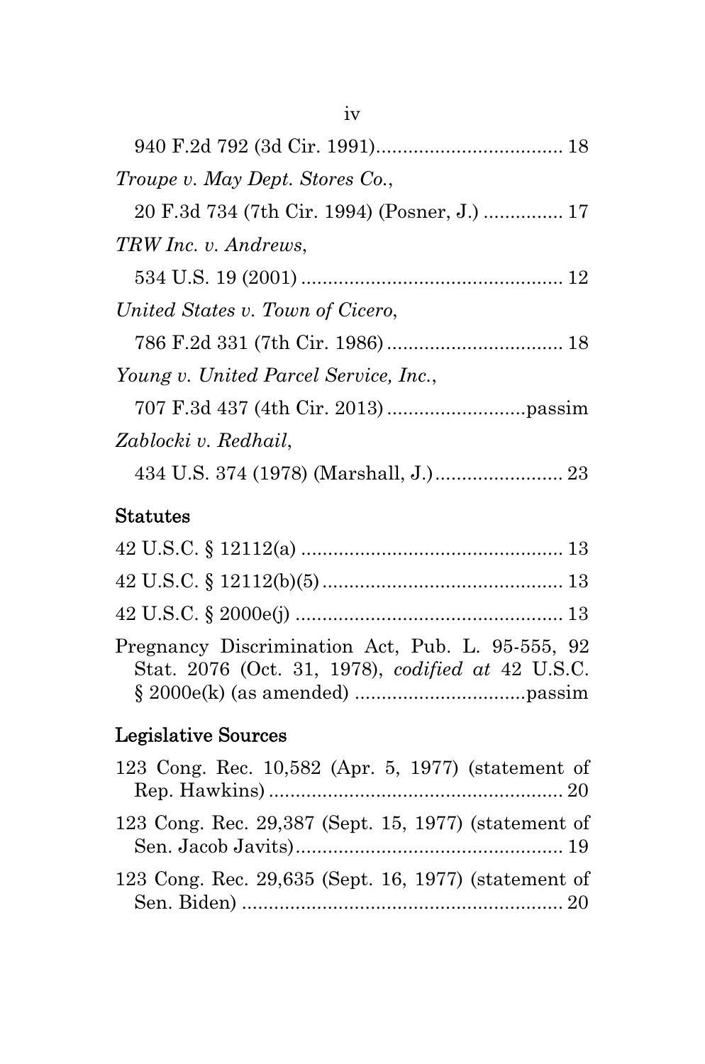940 F.2d 792 (3d Cir. 1991)................................... 18

*Troupe v. May Dept. Stores Co.*,

20 F.3d 734 (7th Cir. 1994) (Posner, J.) ............... 17

*TRW Inc. v. Andrews*,

534 U.S. 19 (2001) ................................................. 12

*United States v. Town of Cicero*,

786 F.2d 331 (7th Cir. 1986) ................................. 18

*Young v. United Parcel Service, Inc.*,

707 F.3d 437 (4th Cir. 2013) ..........................passim

*Zablocki v. Redhail*,

434 U.S. 374 (1978) (Marshall, J.)........................ 23

## Statutes

42 U.S.C. § 12112(a) ................................................. 13

42 U.S.C. § 12112(b)(5) ............................................. 13

42 U.S.C. § 2000e(j) .................................................. 13

Pregnancy Discrimination Act, Pub. L. 95-555, 92 Stat. 2076 (Oct. 31, 1978), *codified at* 42 U.S.C. § 2000e(k) (as amended) ................................passim

## Legislative Sources

123 Cong. Rec. 10,582 (Apr. 5, 1977) (statement of Rep. Hawkins) ....................................................... 20

123 Cong. Rec. 29,387 (Sept. 15, 1977) (statement of Sen. Jacob Javits).................................................. 19

123 Cong. Rec. 29,635 (Sept. 16, 1977) (statement of Sen. Biden) ............................................................ 20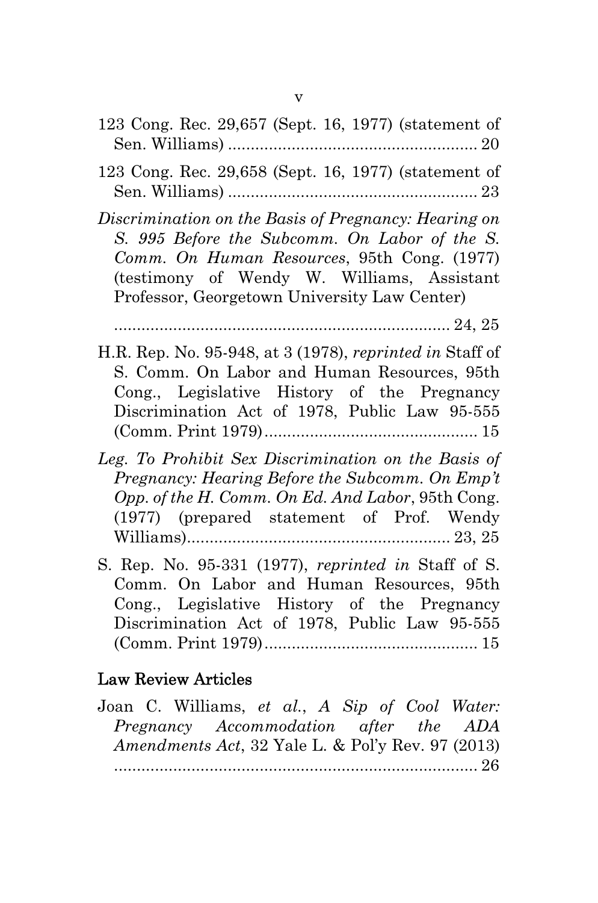123 Cong. Rec. 29,657 (Sept. 16, 1977) (statement of Sen. Williams) ....................................................... 20

123 Cong. Rec. 29,658 (Sept. 16, 1977) (statement of Sen. Williams) ....................................................... 23

*Discrimination on the Basis of Pregnancy: Hearing on S. 995 Before the Subcomm. On Labor of the S. Comm. On Human Resources*, 95th Cong. (1977) (testimony of Wendy W. Williams, Assistant Professor, Georgetown University Law Center) ........................................................................... 24, 25

H.R. Rep. No. 95-948, at 3 (1978), *reprinted in* Staff of S. Comm. On Labor and Human Resources, 95th Cong., Legislative History of the Pregnancy Discrimination Act of 1978, Public Law 95-555 (Comm. Print 1979)............................................... 15

*Leg. To Prohibit Sex Discrimination on the Basis of Pregnancy: Hearing Before the Subcomm. On Emp't Opp. of the H. Comm. On Ed. And Labor*, 95th Cong. (1977) (prepared statement of Prof. Wendy Williams).......................................................... 23, 25

S. Rep. No. 95-331 (1977), *reprinted in* Staff of S. Comm. On Labor and Human Resources, 95th Cong., Legislative History of the Pregnancy Discrimination Act of 1978, Public Law 95-555 (Comm. Print 1979)............................................... 15

## Law Review Articles

Joan C. Williams, *et al.*, *A Sip of Cool Water: Pregnancy Accommodation after the ADA Amendments Act*, 32 Yale L. & Pol'y Rev. 97 (2013) ................................................................................... 26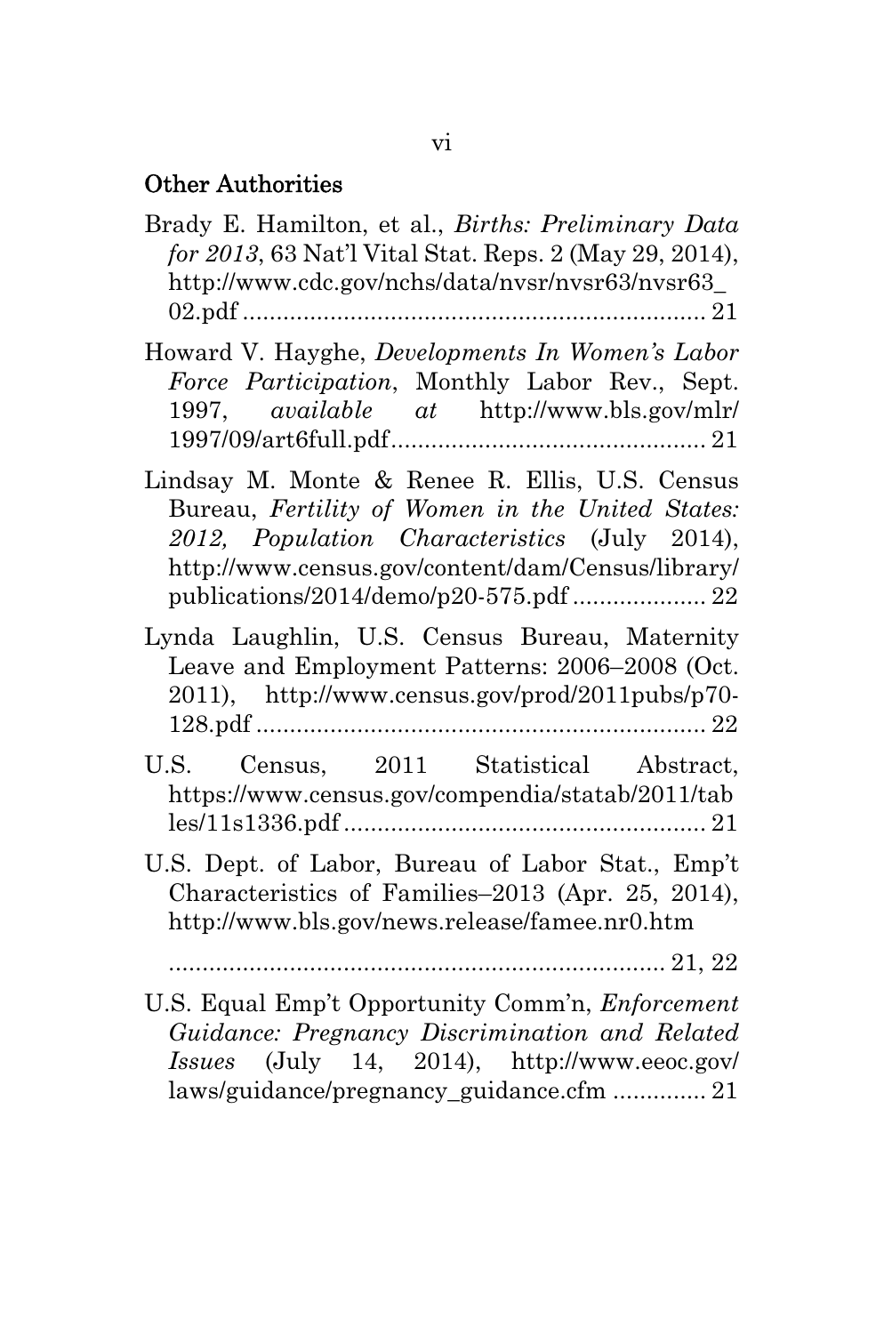## Other Authorities

Brady E. Hamilton, et al., *Births: Preliminary Data for 2013*, 63 Nat'l Vital Stat. Reps. 2 (May 29, 2014), http://www.cdc.gov/nchs/data/nvsr/nvsr63/nvsr63_02.pdf .................................................................. 21

Howard V. Hayghe, *Developments In Women's Labor Force Participation*, Monthly Labor Rev., Sept. 1997, *available at* http://www.bls.gov/mlr/1997/09/art6full.pdf............................................... 21

Lindsay M. Monte & Renee R. Ellis, U.S. Census Bureau, *Fertility of Women in the United States: 2012, Population Characteristics* (July 2014), http://www.census.gov/content/dam/Census/library/publications/2014/demo/p20-575.pdf .................... 22

Lynda Laughlin, U.S. Census Bureau, Maternity Leave and Employment Patterns: 2006–2008 (Oct. 2011), http://www.census.gov/prod/2011pubs/p70-128.pdf .................................................................. 22

U.S. Census, 2011 Statistical Abstract, https://www.census.gov/compendia/statab/2011/tables/11s1336.pdf ...................................................... 21

U.S. Dept. of Labor, Bureau of Labor Stat., Emp't Characteristics of Families–2013 (Apr. 25, 2014), http://www.bls.gov/news.release/famee.nr0.htm ......................................................................... 21, 22

U.S. Equal Emp't Opportunity Comm'n, *Enforcement Guidance: Pregnancy Discrimination and Related Issues* (July 14, 2014), http://www.eeoc.gov/laws/guidance/pregnancy_guidance.cfm .............. 21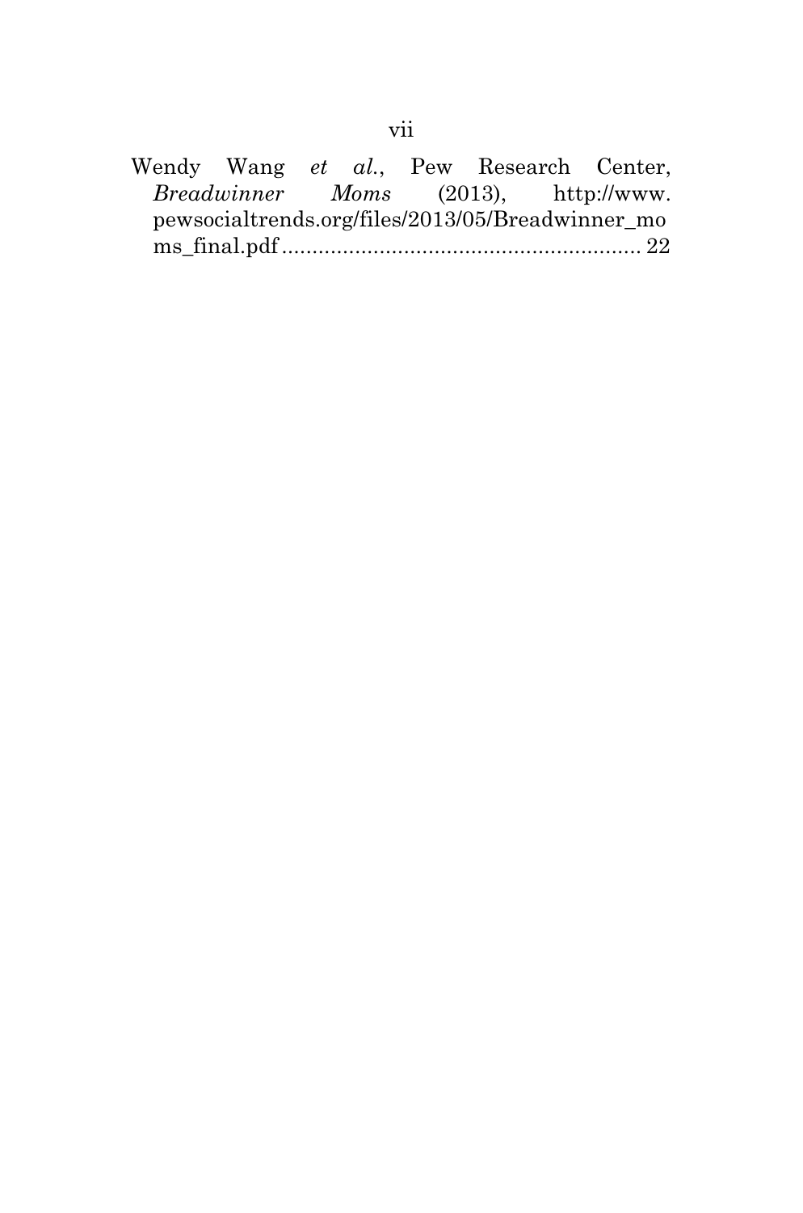Wendy Wang *et al.*, Pew Research Center, *Breadwinner Moms* (2013), http://www.pewsocialtrends.org/files/2013/05/Breadwinner_moms_final.pdf ........................................................... 22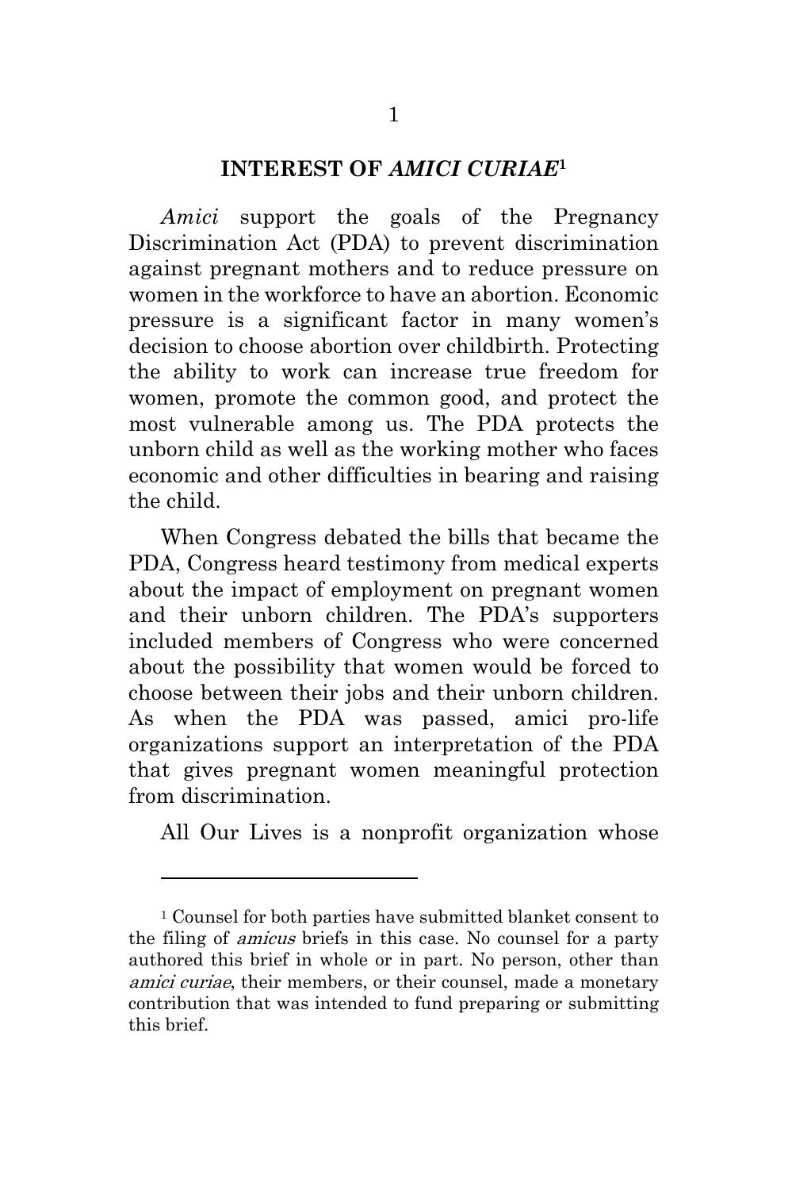## INTEREST OF *AMICI CURIAE*[1]

*Amici* support the goals of the Pregnancy Discrimination Act (PDA) to prevent discrimination against pregnant mothers and to reduce pressure on women in the workforce to have an abortion. Economic pressure is a significant factor in many women's decision to choose abortion over childbirth. Protecting the ability to work can increase true freedom for women, promote the common good, and protect the most vulnerable among us. The PDA protects the unborn child as well as the working mother who faces economic and other difficulties in bearing and raising the child.

When Congress debated the bills that became the PDA, Congress heard testimony from medical experts about the impact of employment on pregnant women and their unborn children. The PDA's supporters included members of Congress who were concerned about the possibility that women would be forced to choose between their jobs and their unborn children. As when the PDA was passed, amici pro-life organizations support an interpretation of the PDA that gives pregnant women meaningful protection from discrimination.

All Our Lives is a nonprofit organization whose

---

[1] Counsel for both parties have submitted blanket consent to the filing of *amicus* briefs in this case. No counsel for a party authored this brief in whole or in part. No person, other than *amici curiae*, their members, or their counsel, made a monetary contribution that was intended to fund preparing or submitting this brief.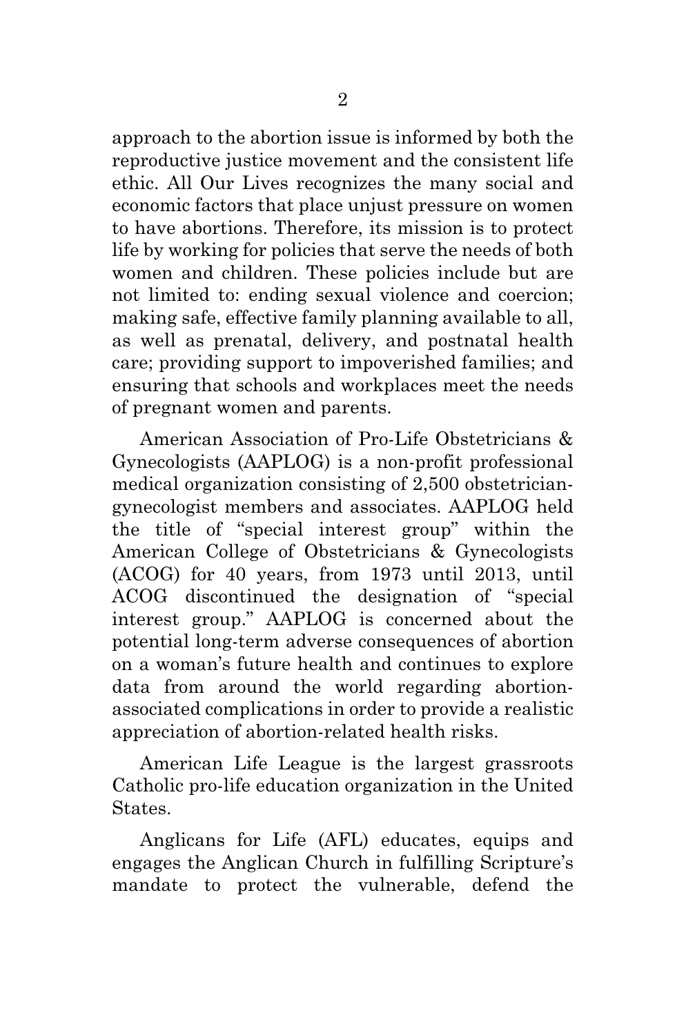approach to the abortion issue is informed by both the reproductive justice movement and the consistent life ethic. All Our Lives recognizes the many social and economic factors that place unjust pressure on women to have abortions. Therefore, its mission is to protect life by working for policies that serve the needs of both women and children. These policies include but are not limited to: ending sexual violence and coercion; making safe, effective family planning available to all, as well as prenatal, delivery, and postnatal health care; providing support to impoverished families; and ensuring that schools and workplaces meet the needs of pregnant women and parents.

American Association of Pro-Life Obstetricians & Gynecologists (AAPLOG) is a non-profit professional medical organization consisting of 2,500 obstetrician-gynecologist members and associates. AAPLOG held the title of "special interest group" within the American College of Obstetricians & Gynecologists (ACOG) for 40 years, from 1973 until 2013, until ACOG discontinued the designation of "special interest group." AAPLOG is concerned about the potential long-term adverse consequences of abortion on a woman's future health and continues to explore data from around the world regarding abortion-associated complications in order to provide a realistic appreciation of abortion-related health risks.

American Life League is the largest grassroots Catholic pro-life education organization in the United States.

Anglicans for Life (AFL) educates, equips and engages the Anglican Church in fulfilling Scripture's mandate to protect the vulnerable, defend the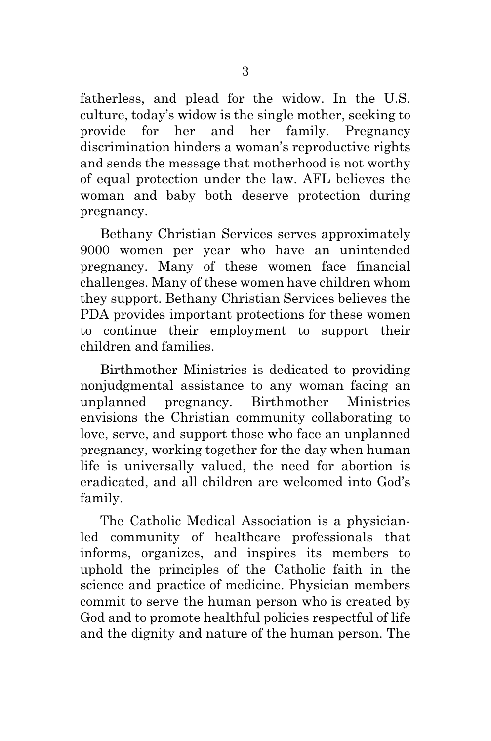fatherless, and plead for the widow. In the U.S. culture, today's widow is the single mother, seeking to provide for her and her family. Pregnancy discrimination hinders a woman's reproductive rights and sends the message that motherhood is not worthy of equal protection under the law. AFL believes the woman and baby both deserve protection during pregnancy.

Bethany Christian Services serves approximately 9000 women per year who have an unintended pregnancy. Many of these women face financial challenges. Many of these women have children whom they support. Bethany Christian Services believes the PDA provides important protections for these women to continue their employment to support their children and families.

Birthmother Ministries is dedicated to providing nonjudgmental assistance to any woman facing an unplanned pregnancy. Birthmother Ministries envisions the Christian community collaborating to love, serve, and support those who face an unplanned pregnancy, working together for the day when human life is universally valued, the need for abortion is eradicated, and all children are welcomed into God's family.

The Catholic Medical Association is a physician-led community of healthcare professionals that informs, organizes, and inspires its members to uphold the principles of the Catholic faith in the science and practice of medicine. Physician members commit to serve the human person who is created by God and to promote healthful policies respectful of life and the dignity and nature of the human person. The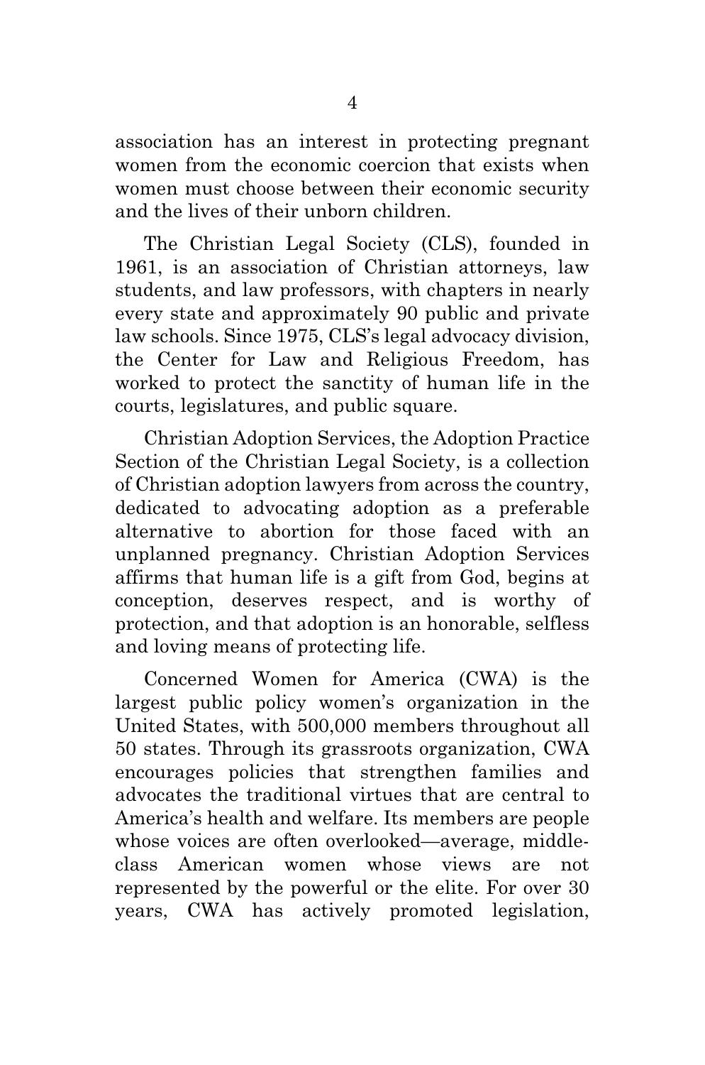association has an interest in protecting pregnant women from the economic coercion that exists when women must choose between their economic security and the lives of their unborn children.

The Christian Legal Society (CLS), founded in 1961, is an association of Christian attorneys, law students, and law professors, with chapters in nearly every state and approximately 90 public and private law schools. Since 1975, CLS's legal advocacy division, the Center for Law and Religious Freedom, has worked to protect the sanctity of human life in the courts, legislatures, and public square.

Christian Adoption Services, the Adoption Practice Section of the Christian Legal Society, is a collection of Christian adoption lawyers from across the country, dedicated to advocating adoption as a preferable alternative to abortion for those faced with an unplanned pregnancy. Christian Adoption Services affirms that human life is a gift from God, begins at conception, deserves respect, and is worthy of protection, and that adoption is an honorable, selfless and loving means of protecting life.

Concerned Women for America (CWA) is the largest public policy women's organization in the United States, with 500,000 members throughout all 50 states. Through its grassroots organization, CWA encourages policies that strengthen families and advocates the traditional virtues that are central to America's health and welfare. Its members are people whose voices are often overlooked—average, middle-class American women whose views are not represented by the powerful or the elite. For over 30 years, CWA has actively promoted legislation,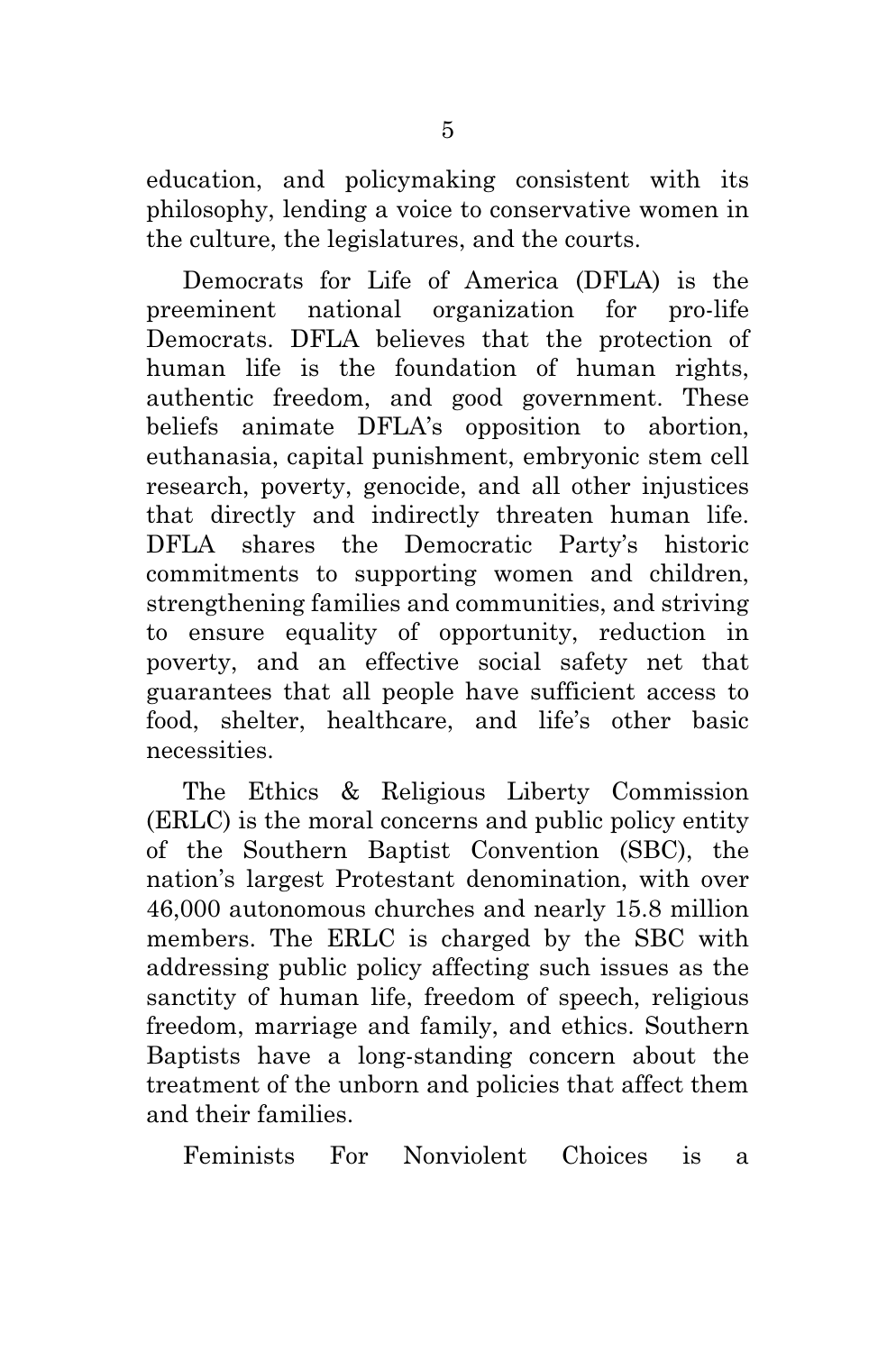education, and policymaking consistent with its philosophy, lending a voice to conservative women in the culture, the legislatures, and the courts.

Democrats for Life of America (DFLA) is the preeminent national organization for pro-life Democrats. DFLA believes that the protection of human life is the foundation of human rights, authentic freedom, and good government. These beliefs animate DFLA's opposition to abortion, euthanasia, capital punishment, embryonic stem cell research, poverty, genocide, and all other injustices that directly and indirectly threaten human life. DFLA shares the Democratic Party's historic commitments to supporting women and children, strengthening families and communities, and striving to ensure equality of opportunity, reduction in poverty, and an effective social safety net that guarantees that all people have sufficient access to food, shelter, healthcare, and life's other basic necessities.

The Ethics & Religious Liberty Commission (ERLC) is the moral concerns and public policy entity of the Southern Baptist Convention (SBC), the nation's largest Protestant denomination, with over 46,000 autonomous churches and nearly 15.8 million members. The ERLC is charged by the SBC with addressing public policy affecting such issues as the sanctity of human life, freedom of speech, religious freedom, marriage and family, and ethics. Southern Baptists have a long-standing concern about the treatment of the unborn and policies that affect them and their families.

Feminists For Nonviolent Choices is a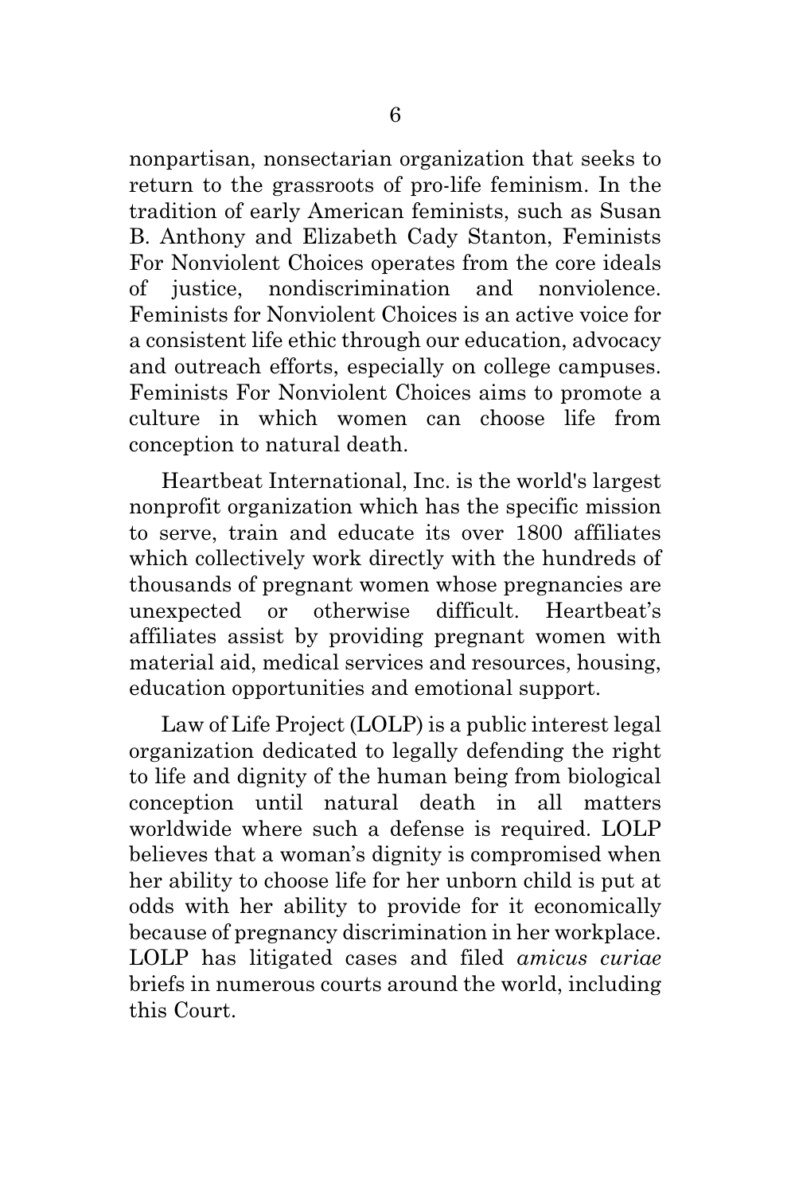nonpartisan, nonsectarian organization that seeks to return to the grassroots of pro-life feminism. In the tradition of early American feminists, such as Susan B. Anthony and Elizabeth Cady Stanton, Feminists For Nonviolent Choices operates from the core ideals of justice, nondiscrimination and nonviolence. Feminists for Nonviolent Choices is an active voice for a consistent life ethic through our education, advocacy and outreach efforts, especially on college campuses. Feminists For Nonviolent Choices aims to promote a culture in which women can choose life from conception to natural death.

Heartbeat International, Inc. is the world's largest nonprofit organization which has the specific mission to serve, train and educate its over 1800 affiliates which collectively work directly with the hundreds of thousands of pregnant women whose pregnancies are unexpected or otherwise difficult. Heartbeat's affiliates assist by providing pregnant women with material aid, medical services and resources, housing, education opportunities and emotional support.

Law of Life Project (LOLP) is a public interest legal organization dedicated to legally defending the right to life and dignity of the human being from biological conception until natural death in all matters worldwide where such a defense is required. LOLP believes that a woman's dignity is compromised when her ability to choose life for her unborn child is put at odds with her ability to provide for it economically because of pregnancy discrimination in her workplace. LOLP has litigated cases and filed *amicus curiae* briefs in numerous courts around the world, including this Court.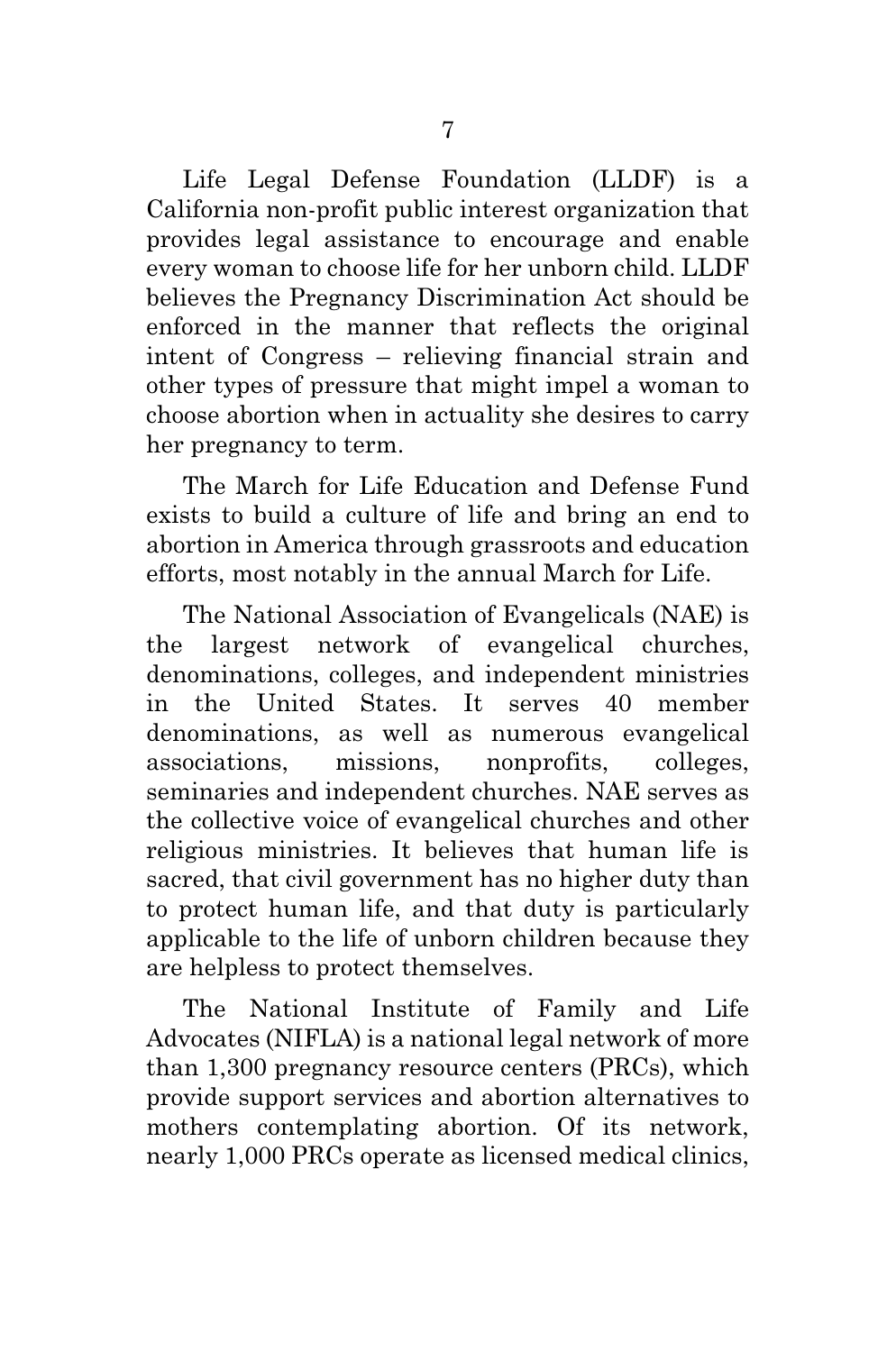Life Legal Defense Foundation (LLDF) is a California non-profit public interest organization that provides legal assistance to encourage and enable every woman to choose life for her unborn child. LLDF believes the Pregnancy Discrimination Act should be enforced in the manner that reflects the original intent of Congress – relieving financial strain and other types of pressure that might impel a woman to choose abortion when in actuality she desires to carry her pregnancy to term.

The March for Life Education and Defense Fund exists to build a culture of life and bring an end to abortion in America through grassroots and education efforts, most notably in the annual March for Life.

The National Association of Evangelicals (NAE) is the largest network of evangelical churches, denominations, colleges, and independent ministries in the United States. It serves 40 member denominations, as well as numerous evangelical associations, missions, nonprofits, colleges, seminaries and independent churches. NAE serves as the collective voice of evangelical churches and other religious ministries. It believes that human life is sacred, that civil government has no higher duty than to protect human life, and that duty is particularly applicable to the life of unborn children because they are helpless to protect themselves.

The National Institute of Family and Life Advocates (NIFLA) is a national legal network of more than 1,300 pregnancy resource centers (PRCs), which provide support services and abortion alternatives to mothers contemplating abortion. Of its network, nearly 1,000 PRCs operate as licensed medical clinics,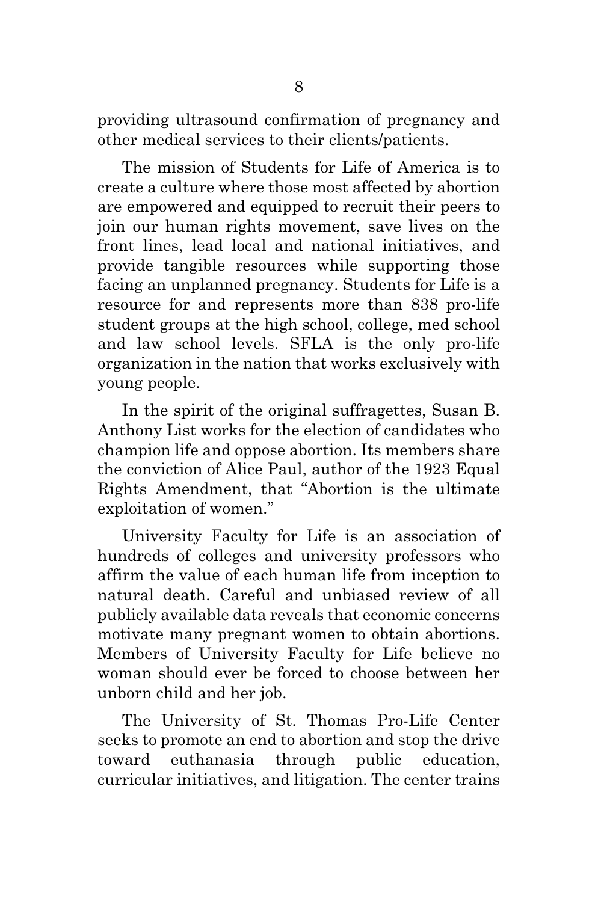providing ultrasound confirmation of pregnancy and other medical services to their clients/patients.

The mission of Students for Life of America is to create a culture where those most affected by abortion are empowered and equipped to recruit their peers to join our human rights movement, save lives on the front lines, lead local and national initiatives, and provide tangible resources while supporting those facing an unplanned pregnancy. Students for Life is a resource for and represents more than 838 pro-life student groups at the high school, college, med school and law school levels. SFLA is the only pro-life organization in the nation that works exclusively with young people.

In the spirit of the original suffragettes, Susan B. Anthony List works for the election of candidates who champion life and oppose abortion. Its members share the conviction of Alice Paul, author of the 1923 Equal Rights Amendment, that "Abortion is the ultimate exploitation of women."

University Faculty for Life is an association of hundreds of colleges and university professors who affirm the value of each human life from inception to natural death. Careful and unbiased review of all publicly available data reveals that economic concerns motivate many pregnant women to obtain abortions. Members of University Faculty for Life believe no woman should ever be forced to choose between her unborn child and her job.

The University of St. Thomas Pro-Life Center seeks to promote an end to abortion and stop the drive toward euthanasia through public education, curricular initiatives, and litigation. The center trains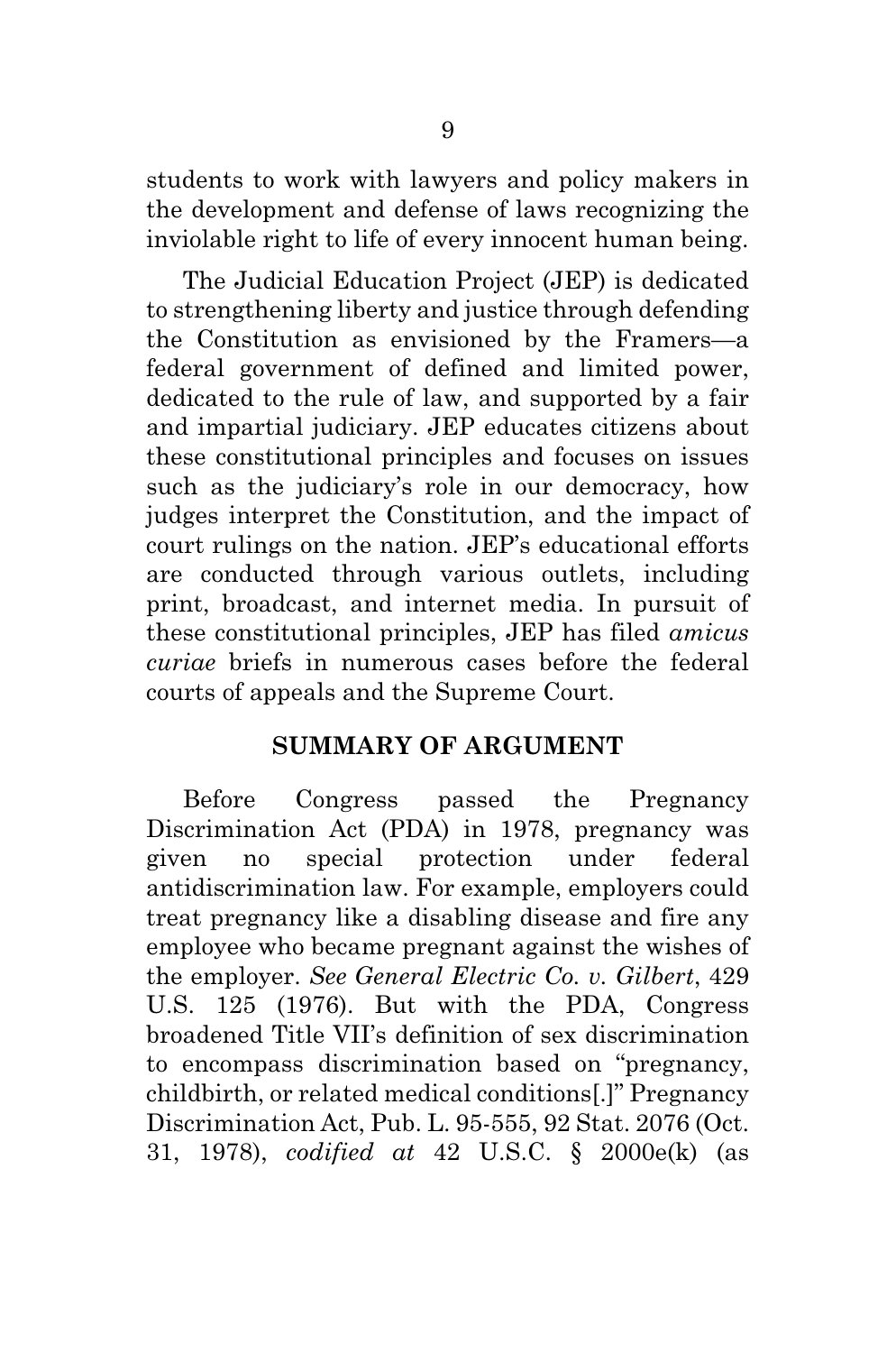students to work with lawyers and policy makers in the development and defense of laws recognizing the inviolable right to life of every innocent human being.

The Judicial Education Project (JEP) is dedicated to strengthening liberty and justice through defending the Constitution as envisioned by the Framers—a federal government of defined and limited power, dedicated to the rule of law, and supported by a fair and impartial judiciary. JEP educates citizens about these constitutional principles and focuses on issues such as the judiciary's role in our democracy, how judges interpret the Constitution, and the impact of court rulings on the nation. JEP's educational efforts are conducted through various outlets, including print, broadcast, and internet media. In pursuit of these constitutional principles, JEP has filed *amicus curiae* briefs in numerous cases before the federal courts of appeals and the Supreme Court.

## SUMMARY OF ARGUMENT

Before Congress passed the Pregnancy Discrimination Act (PDA) in 1978, pregnancy was given no special protection under federal antidiscrimination law. For example, employers could treat pregnancy like a disabling disease and fire any employee who became pregnant against the wishes of the employer. *See General Electric Co. v. Gilbert*, 429 U.S. 125 (1976). But with the PDA, Congress broadened Title VII's definition of sex discrimination to encompass discrimination based on "pregnancy, childbirth, or related medical conditions[.]" Pregnancy Discrimination Act, Pub. L. 95-555, 92 Stat. 2076 (Oct. 31, 1978), *codified at* 42 U.S.C. § 2000e(k) (as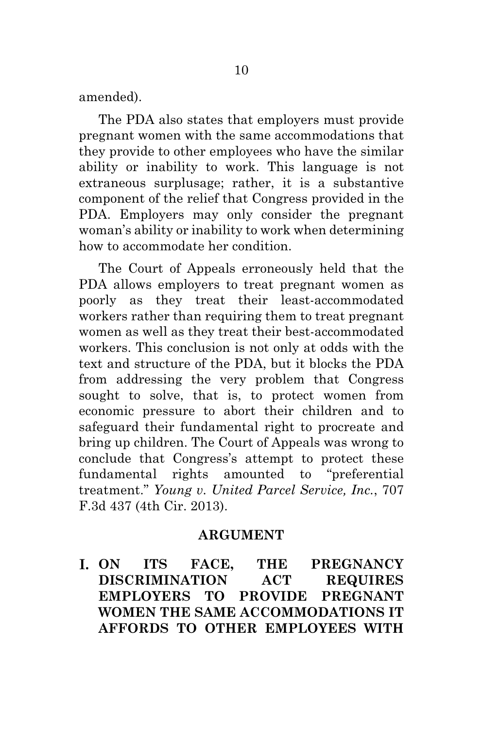amended).

The PDA also states that employers must provide pregnant women with the same accommodations that they provide to other employees who have the similar ability or inability to work. This language is not extraneous surplusage; rather, it is a substantive component of the relief that Congress provided in the PDA. Employers may only consider the pregnant woman's ability or inability to work when determining how to accommodate her condition.

The Court of Appeals erroneously held that the PDA allows employers to treat pregnant women as poorly as they treat their least-accommodated workers rather than requiring them to treat pregnant women as well as they treat their best-accommodated workers. This conclusion is not only at odds with the text and structure of the PDA, but it blocks the PDA from addressing the very problem that Congress sought to solve, that is, to protect women from economic pressure to abort their children and to safeguard their fundamental right to procreate and bring up children. The Court of Appeals was wrong to conclude that Congress's attempt to protect these fundamental rights amounted to "preferential treatment." *Young v. United Parcel Service, Inc.*, 707 F.3d 437 (4th Cir. 2013).

## ARGUMENT

### I. ON ITS FACE, THE PREGNANCY DISCRIMINATION ACT REQUIRES EMPLOYERS TO PROVIDE PREGNANT WOMEN THE SAME ACCOMMODATIONS IT AFFORDS TO OTHER EMPLOYEES WITH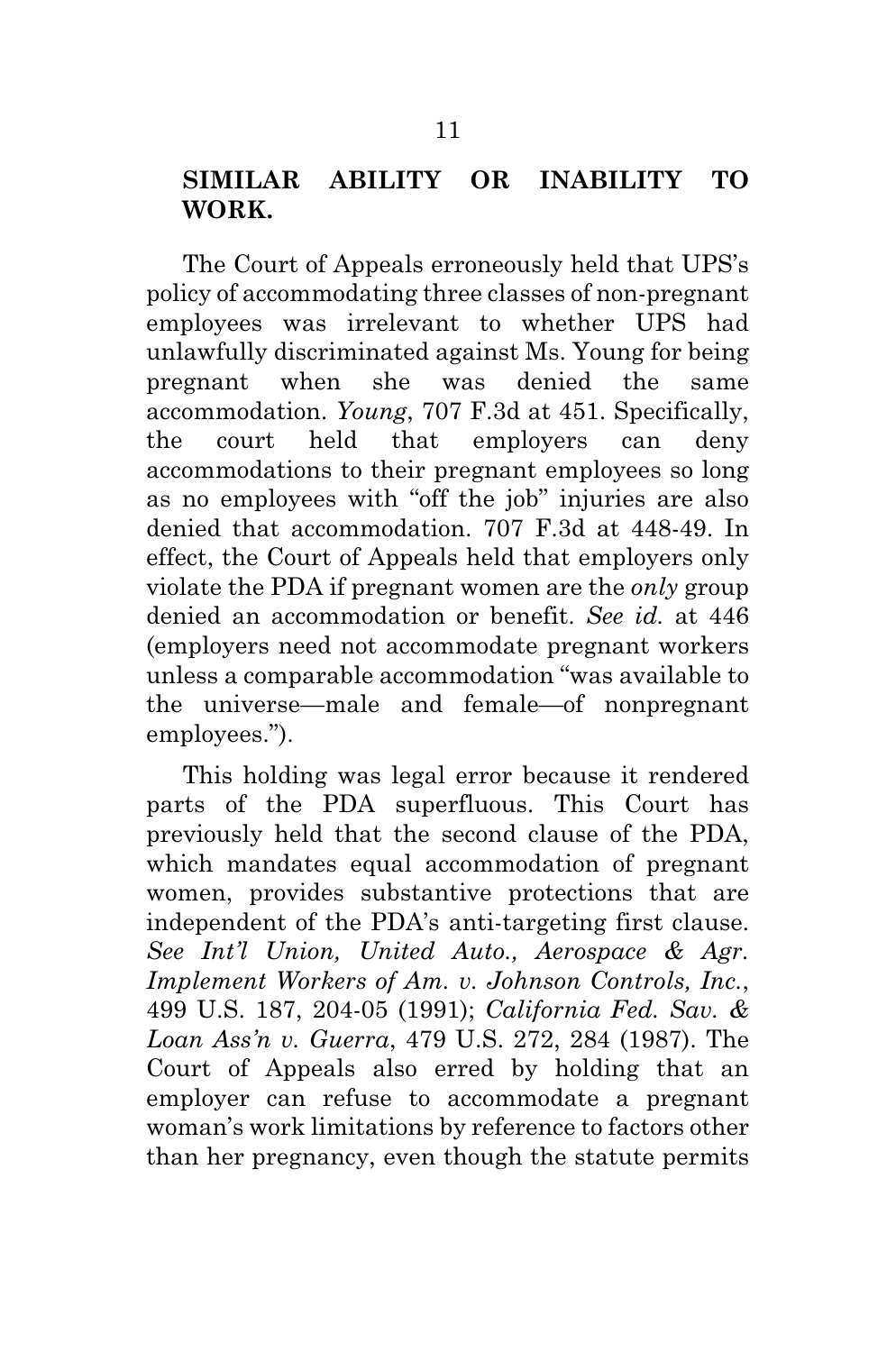**SIMILAR ABILITY OR INABILITY TO WORK.**

The Court of Appeals erroneously held that UPS's policy of accommodating three classes of non-pregnant employees was irrelevant to whether UPS had unlawfully discriminated against Ms. Young for being pregnant when she was denied the same accommodation. *Young*, 707 F.3d at 451. Specifically, the court held that employers can deny accommodations to their pregnant employees so long as no employees with "off the job" injuries are also denied that accommodation. 707 F.3d at 448-49. In effect, the Court of Appeals held that employers only violate the PDA if pregnant women are the *only* group denied an accommodation or benefit. *See id.* at 446 (employers need not accommodate pregnant workers unless a comparable accommodation "was available to the universe—male and female—of nonpregnant employees.").

This holding was legal error because it rendered parts of the PDA superfluous. This Court has previously held that the second clause of the PDA, which mandates equal accommodation of pregnant women, provides substantive protections that are independent of the PDA's anti-targeting first clause. *See Int'l Union, United Auto., Aerospace & Agr. Implement Workers of Am. v. Johnson Controls, Inc.*, 499 U.S. 187, 204-05 (1991); *California Fed. Sav. & Loan Ass'n v. Guerra*, 479 U.S. 272, 284 (1987). The Court of Appeals also erred by holding that an employer can refuse to accommodate a pregnant woman's work limitations by reference to factors other than her pregnancy, even though the statute permits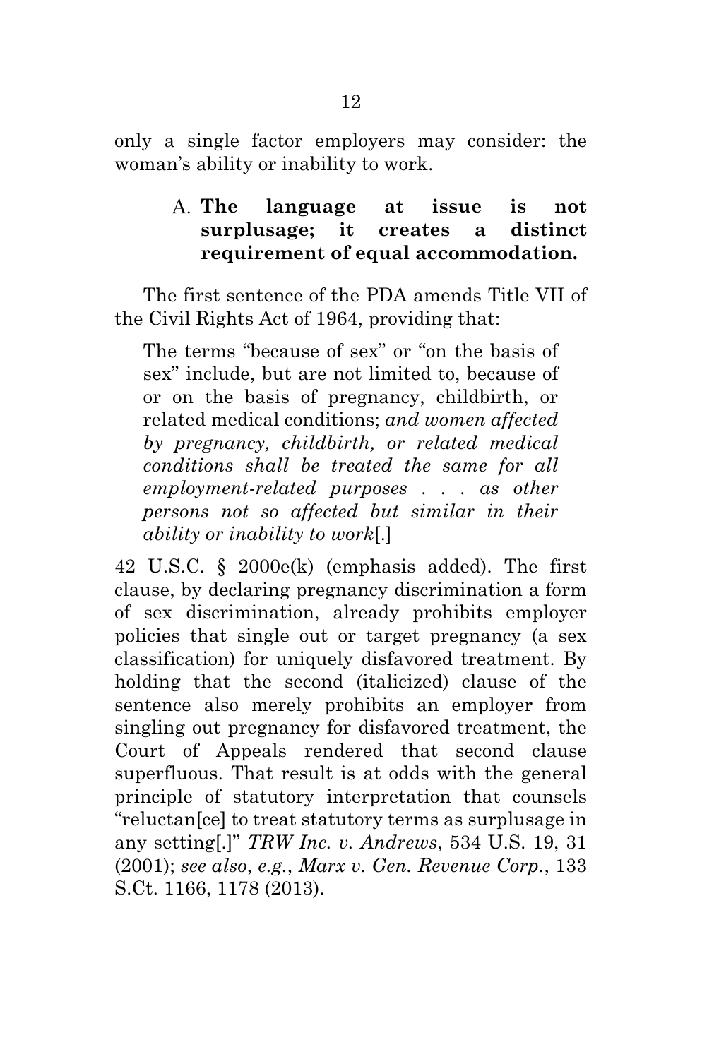only a single factor employers may consider: the woman's ability or inability to work.

### A. The language at issue is not surplusage; it creates a distinct requirement of equal accommodation.

The first sentence of the PDA amends Title VII of the Civil Rights Act of 1964, providing that:

> The terms "because of sex" or "on the basis of sex" include, but are not limited to, because of or on the basis of pregnancy, childbirth, or related medical conditions; *and women affected by pregnancy, childbirth, or related medical conditions shall be treated the same for all employment-related purposes . . . as other persons not so affected but similar in their ability or inability to work*[.]

42 U.S.C. § 2000e(k) (emphasis added). The first clause, by declaring pregnancy discrimination a form of sex discrimination, already prohibits employer policies that single out or target pregnancy (a sex classification) for uniquely disfavored treatment. By holding that the second (italicized) clause of the sentence also merely prohibits an employer from singling out pregnancy for disfavored treatment, the Court of Appeals rendered that second clause superfluous. That result is at odds with the general principle of statutory interpretation that counsels "reluctan[ce] to treat statutory terms as surplusage in any setting[.]" *TRW Inc. v. Andrews*, 534 U.S. 19, 31 (2001); *see also*, *e.g.*, *Marx v. Gen. Revenue Corp.*, 133 S.Ct. 1166, 1178 (2013).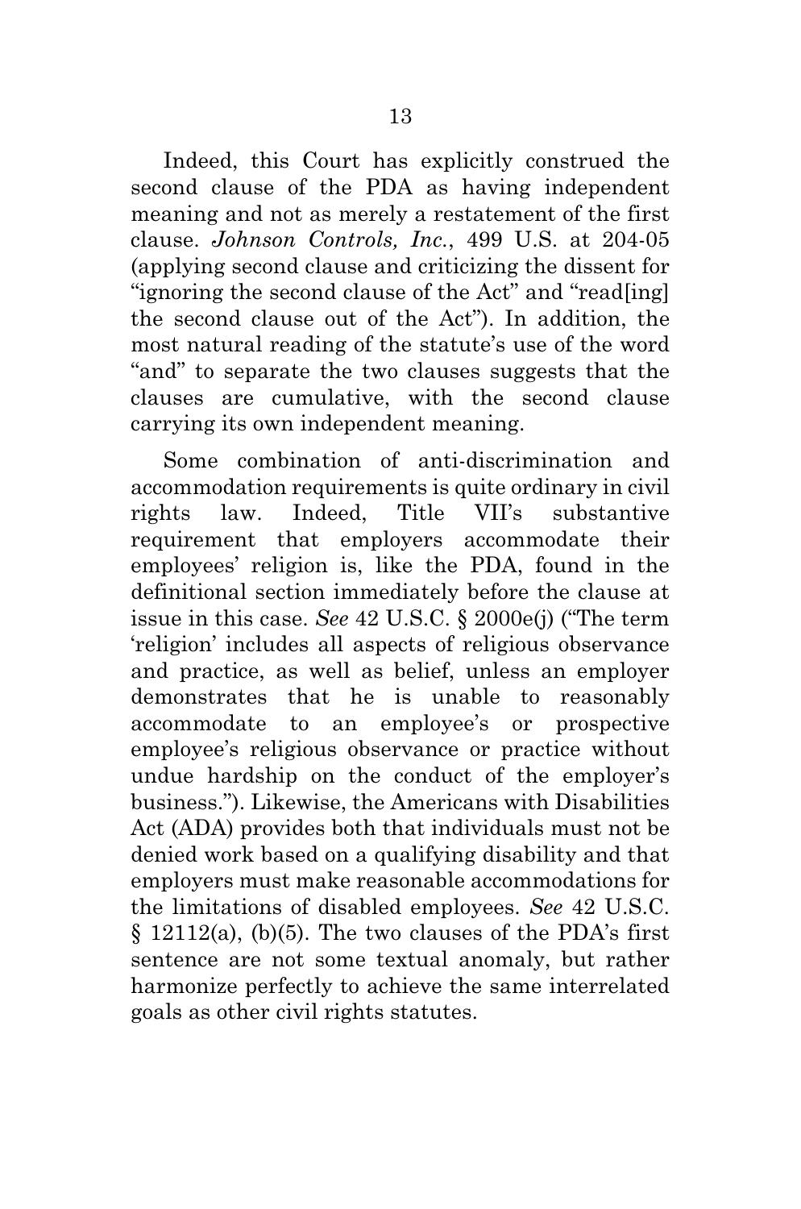Indeed, this Court has explicitly construed the second clause of the PDA as having independent meaning and not as merely a restatement of the first clause. *Johnson Controls, Inc.*, 499 U.S. at 204-05 (applying second clause and criticizing the dissent for "ignoring the second clause of the Act" and "read[ing] the second clause out of the Act"). In addition, the most natural reading of the statute's use of the word "and" to separate the two clauses suggests that the clauses are cumulative, with the second clause carrying its own independent meaning.

Some combination of anti-discrimination and accommodation requirements is quite ordinary in civil rights law. Indeed, Title VII's substantive requirement that employers accommodate their employees' religion is, like the PDA, found in the definitional section immediately before the clause at issue in this case. *See* 42 U.S.C. § 2000e(j) ("The term 'religion' includes all aspects of religious observance and practice, as well as belief, unless an employer demonstrates that he is unable to reasonably accommodate to an employee's or prospective employee's religious observance or practice without undue hardship on the conduct of the employer's business."). Likewise, the Americans with Disabilities Act (ADA) provides both that individuals must not be denied work based on a qualifying disability and that employers must make reasonable accommodations for the limitations of disabled employees. *See* 42 U.S.C. § 12112(a), (b)(5). The two clauses of the PDA's first sentence are not some textual anomaly, but rather harmonize perfectly to achieve the same interrelated goals as other civil rights statutes.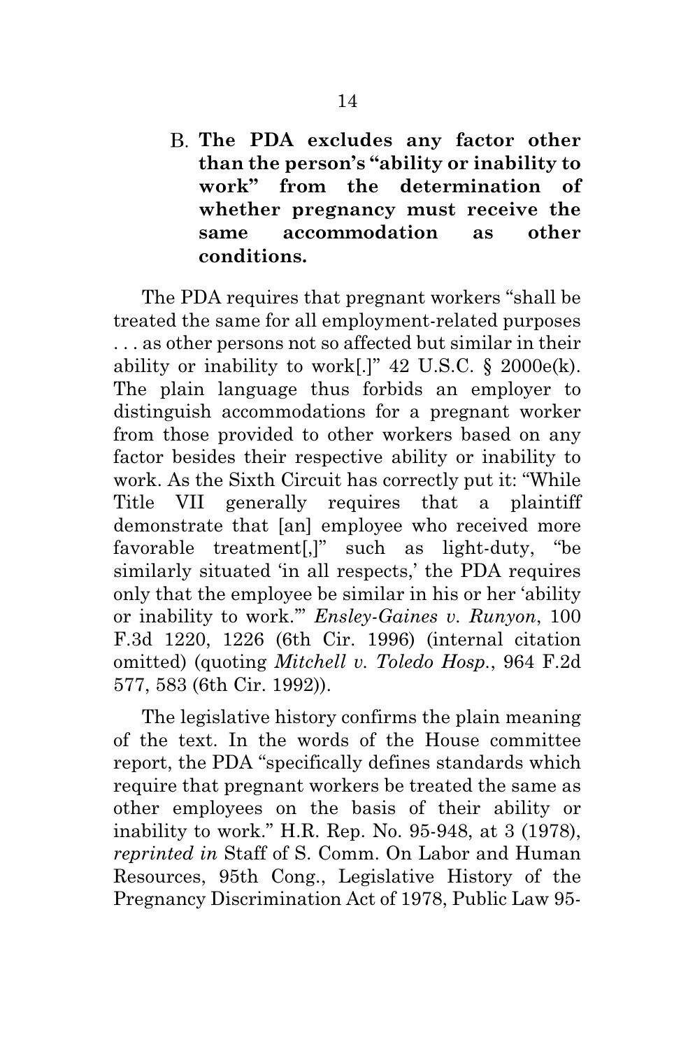### B. The PDA excludes any factor other than the person's "ability or inability to work" from the determination of whether pregnancy must receive the same accommodation as other conditions.

The PDA requires that pregnant workers "shall be treated the same for all employment-related purposes . . . as other persons not so affected but similar in their ability or inability to work[.]" 42 U.S.C. § 2000e(k). The plain language thus forbids an employer to distinguish accommodations for a pregnant worker from those provided to other workers based on any factor besides their respective ability or inability to work. As the Sixth Circuit has correctly put it: "While Title VII generally requires that a plaintiff demonstrate that [an] employee who received more favorable treatment[,]" such as light-duty, "be similarly situated 'in all respects,' the PDA requires only that the employee be similar in his or her 'ability or inability to work.'" *Ensley-Gaines v. Runyon*, 100 F.3d 1220, 1226 (6th Cir. 1996) (internal citation omitted) (quoting *Mitchell v. Toledo Hosp.*, 964 F.2d 577, 583 (6th Cir. 1992)).

The legislative history confirms the plain meaning of the text. In the words of the House committee report, the PDA "specifically defines standards which require that pregnant workers be treated the same as other employees on the basis of their ability or inability to work." H.R. Rep. No. 95-948, at 3 (1978), *reprinted in* Staff of S. Comm. On Labor and Human Resources, 95th Cong., Legislative History of the Pregnancy Discrimination Act of 1978, Public Law 95-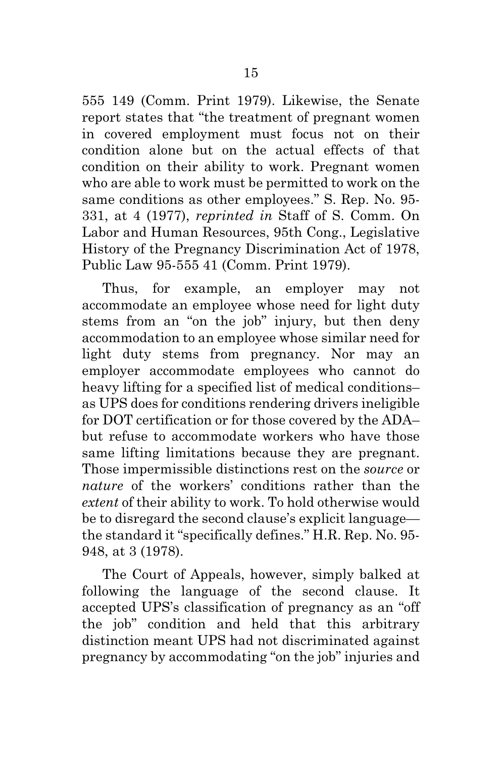555 149 (Comm. Print 1979). Likewise, the Senate report states that "the treatment of pregnant women in covered employment must focus not on their condition alone but on the actual effects of that condition on their ability to work. Pregnant women who are able to work must be permitted to work on the same conditions as other employees." S. Rep. No. 95-331, at 4 (1977), *reprinted in* Staff of S. Comm. On Labor and Human Resources, 95th Cong., Legislative History of the Pregnancy Discrimination Act of 1978, Public Law 95-555 41 (Comm. Print 1979).

Thus, for example, an employer may not accommodate an employee whose need for light duty stems from an "on the job" injury, but then deny accommodation to an employee whose similar need for light duty stems from pregnancy. Nor may an employer accommodate employees who cannot do heavy lifting for a specified list of medical conditions–as UPS does for conditions rendering drivers ineligible for DOT certification or for those covered by the ADA–but refuse to accommodate workers who have those same lifting limitations because they are pregnant. Those impermissible distinctions rest on the *source* or *nature* of the workers' conditions rather than the *extent* of their ability to work. To hold otherwise would be to disregard the second clause's explicit language—the standard it "specifically defines." H.R. Rep. No. 95-948, at 3 (1978).

The Court of Appeals, however, simply balked at following the language of the second clause. It accepted UPS's classification of pregnancy as an "off the job" condition and held that this arbitrary distinction meant UPS had not discriminated against pregnancy by accommodating "on the job" injuries and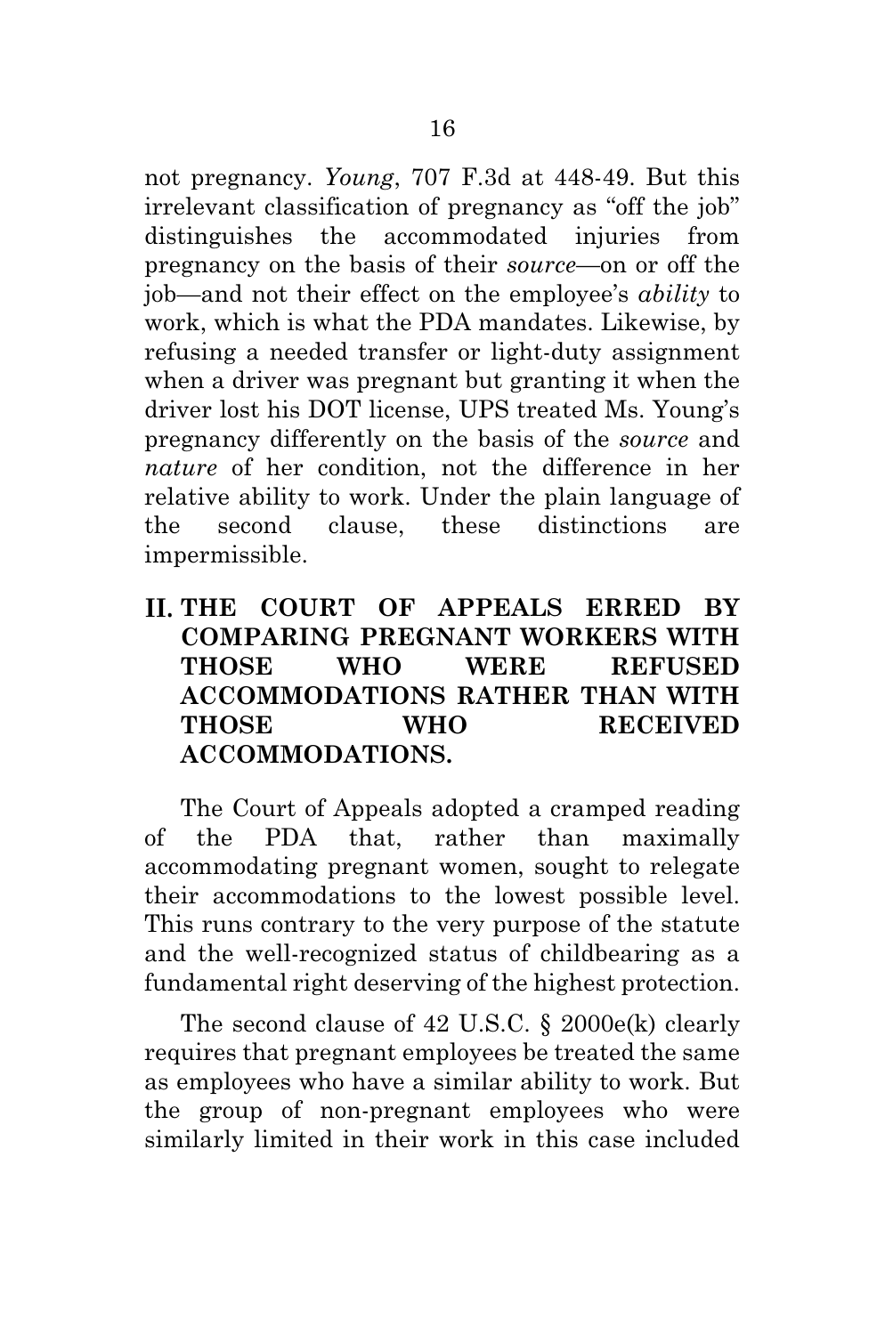not pregnancy. *Young*, 707 F.3d at 448-49. But this irrelevant classification of pregnancy as "off the job" distinguishes the accommodated injuries from pregnancy on the basis of their *source*—on or off the job—and not their effect on the employee's *ability* to work, which is what the PDA mandates. Likewise, by refusing a needed transfer or light-duty assignment when a driver was pregnant but granting it when the driver lost his DOT license, UPS treated Ms. Young's pregnancy differently on the basis of the *source* and *nature* of her condition, not the difference in her relative ability to work. Under the plain language of the second clause, these distinctions are impermissible.

## II. THE COURT OF APPEALS ERRED BY COMPARING PREGNANT WORKERS WITH THOSE WHO WERE REFUSED ACCOMMODATIONS RATHER THAN WITH THOSE WHO RECEIVED ACCOMMODATIONS.

The Court of Appeals adopted a cramped reading of the PDA that, rather than maximally accommodating pregnant women, sought to relegate their accommodations to the lowest possible level. This runs contrary to the very purpose of the statute and the well-recognized status of childbearing as a fundamental right deserving of the highest protection.

The second clause of 42 U.S.C. § 2000e(k) clearly requires that pregnant employees be treated the same as employees who have a similar ability to work. But the group of non-pregnant employees who were similarly limited in their work in this case included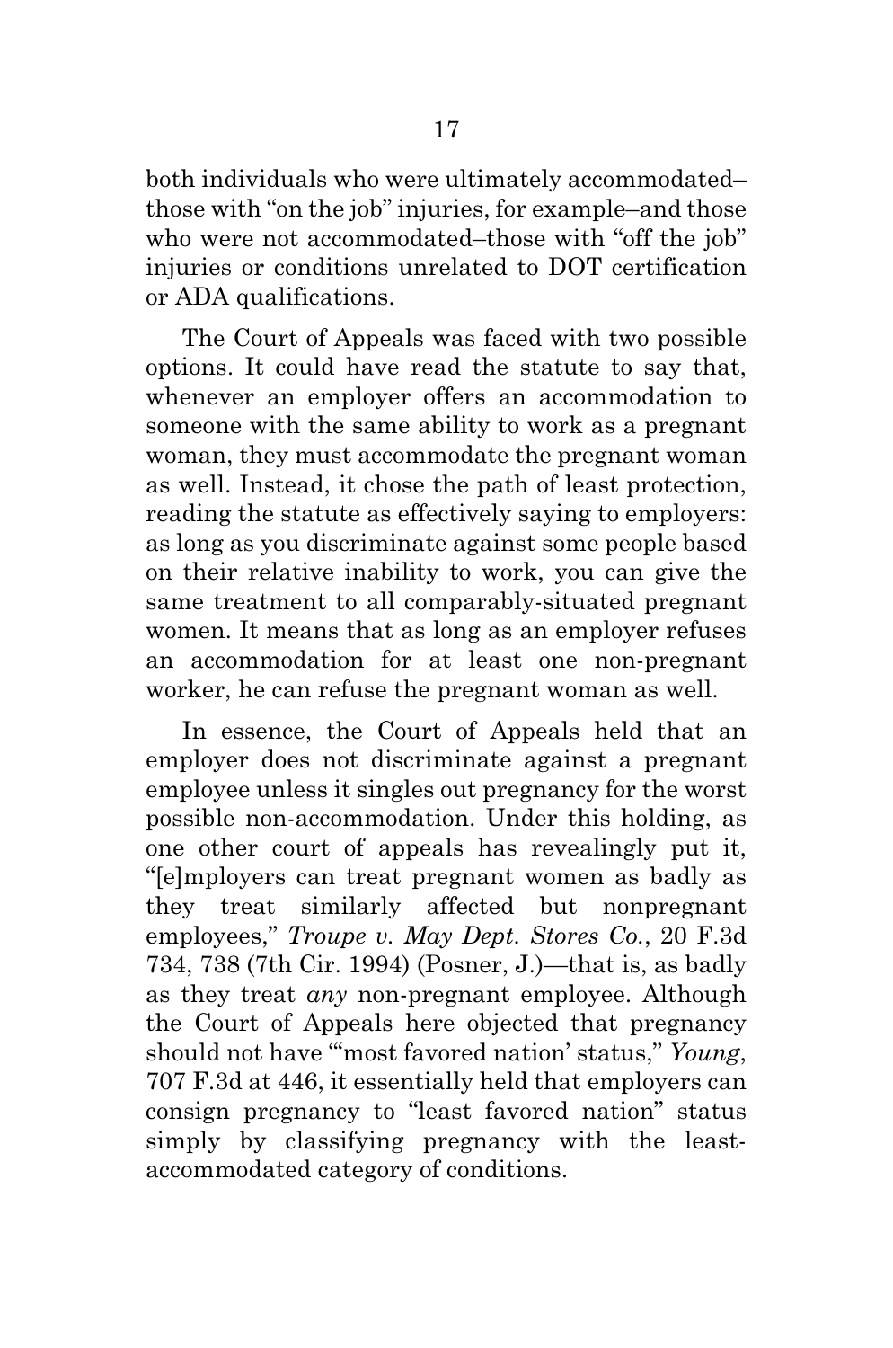both individuals who were ultimately accommodated–those with "on the job" injuries, for example–and those who were not accommodated–those with "off the job" injuries or conditions unrelated to DOT certification or ADA qualifications.

The Court of Appeals was faced with two possible options. It could have read the statute to say that, whenever an employer offers an accommodation to someone with the same ability to work as a pregnant woman, they must accommodate the pregnant woman as well. Instead, it chose the path of least protection, reading the statute as effectively saying to employers: as long as you discriminate against some people based on their relative inability to work, you can give the same treatment to all comparably-situated pregnant women. It means that as long as an employer refuses an accommodation for at least one non-pregnant worker, he can refuse the pregnant woman as well.

In essence, the Court of Appeals held that an employer does not discriminate against a pregnant employee unless it singles out pregnancy for the worst possible non-accommodation. Under this holding, as one other court of appeals has revealingly put it, "[e]mployers can treat pregnant women as badly as they treat similarly affected but nonpregnant employees," *Troupe v. May Dept. Stores Co.*, 20 F.3d 734, 738 (7th Cir. 1994) (Posner, J.)—that is, as badly as they treat *any* non-pregnant employee. Although the Court of Appeals here objected that pregnancy should not have "'most favored nation' status," *Young*, 707 F.3d at 446, it essentially held that employers can consign pregnancy to "least favored nation" status simply by classifying pregnancy with the least-accommodated category of conditions.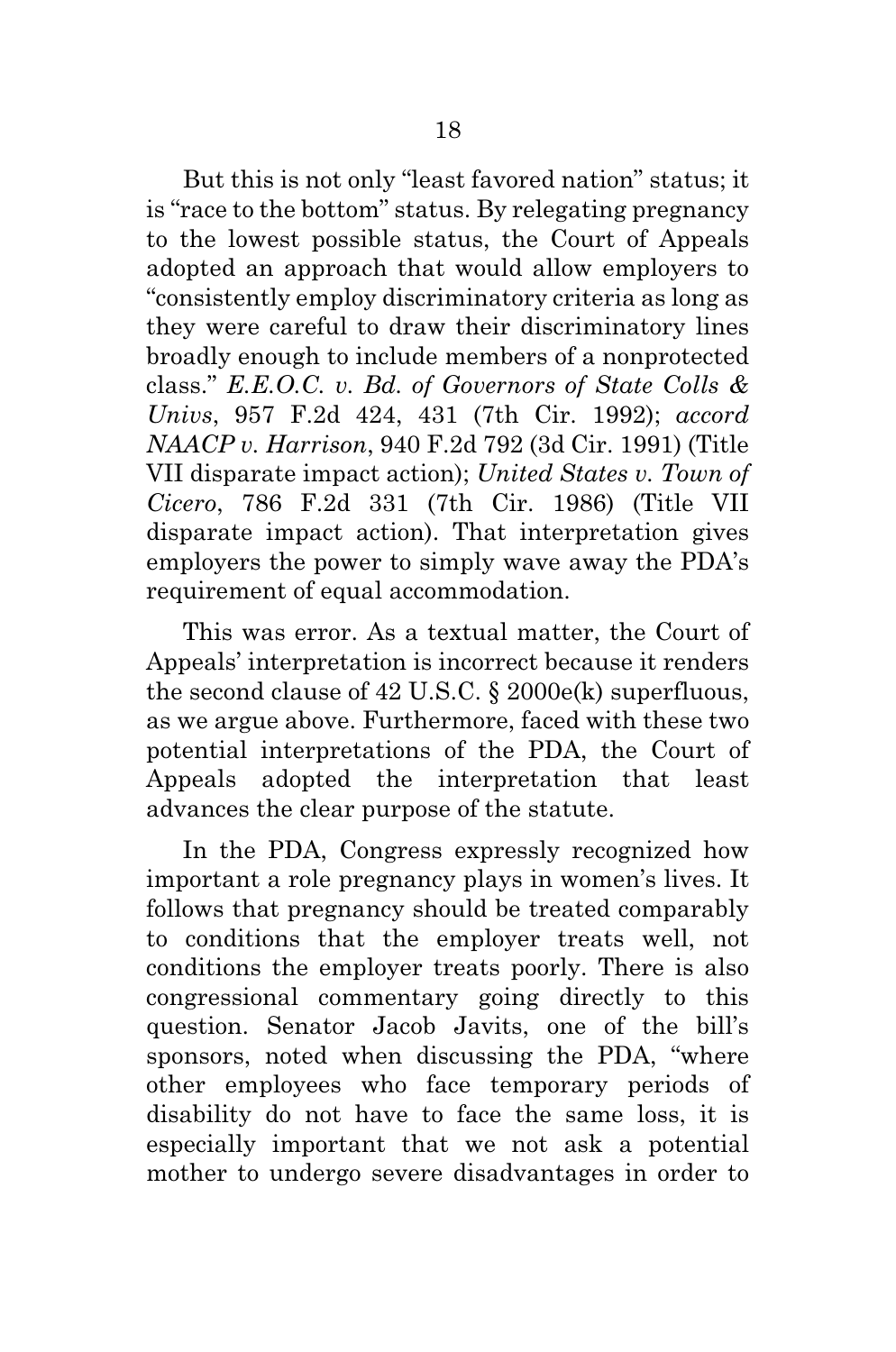But this is not only "least favored nation" status; it is "race to the bottom" status. By relegating pregnancy to the lowest possible status, the Court of Appeals adopted an approach that would allow employers to "consistently employ discriminatory criteria as long as they were careful to draw their discriminatory lines broadly enough to include members of a nonprotected class." *E.E.O.C. v. Bd. of Governors of State Colls & Univs*, 957 F.2d 424, 431 (7th Cir. 1992); *accord NAACP v. Harrison*, 940 F.2d 792 (3d Cir. 1991) (Title VII disparate impact action); *United States v. Town of Cicero*, 786 F.2d 331 (7th Cir. 1986) (Title VII disparate impact action). That interpretation gives employers the power to simply wave away the PDA's requirement of equal accommodation.

This was error. As a textual matter, the Court of Appeals' interpretation is incorrect because it renders the second clause of 42 U.S.C. § 2000e(k) superfluous, as we argue above. Furthermore, faced with these two potential interpretations of the PDA, the Court of Appeals adopted the interpretation that least advances the clear purpose of the statute.

In the PDA, Congress expressly recognized how important a role pregnancy plays in women's lives. It follows that pregnancy should be treated comparably to conditions that the employer treats well, not conditions the employer treats poorly. There is also congressional commentary going directly to this question. Senator Jacob Javits, one of the bill's sponsors, noted when discussing the PDA, "where other employees who face temporary periods of disability do not have to face the same loss, it is especially important that we not ask a potential mother to undergo severe disadvantages in order to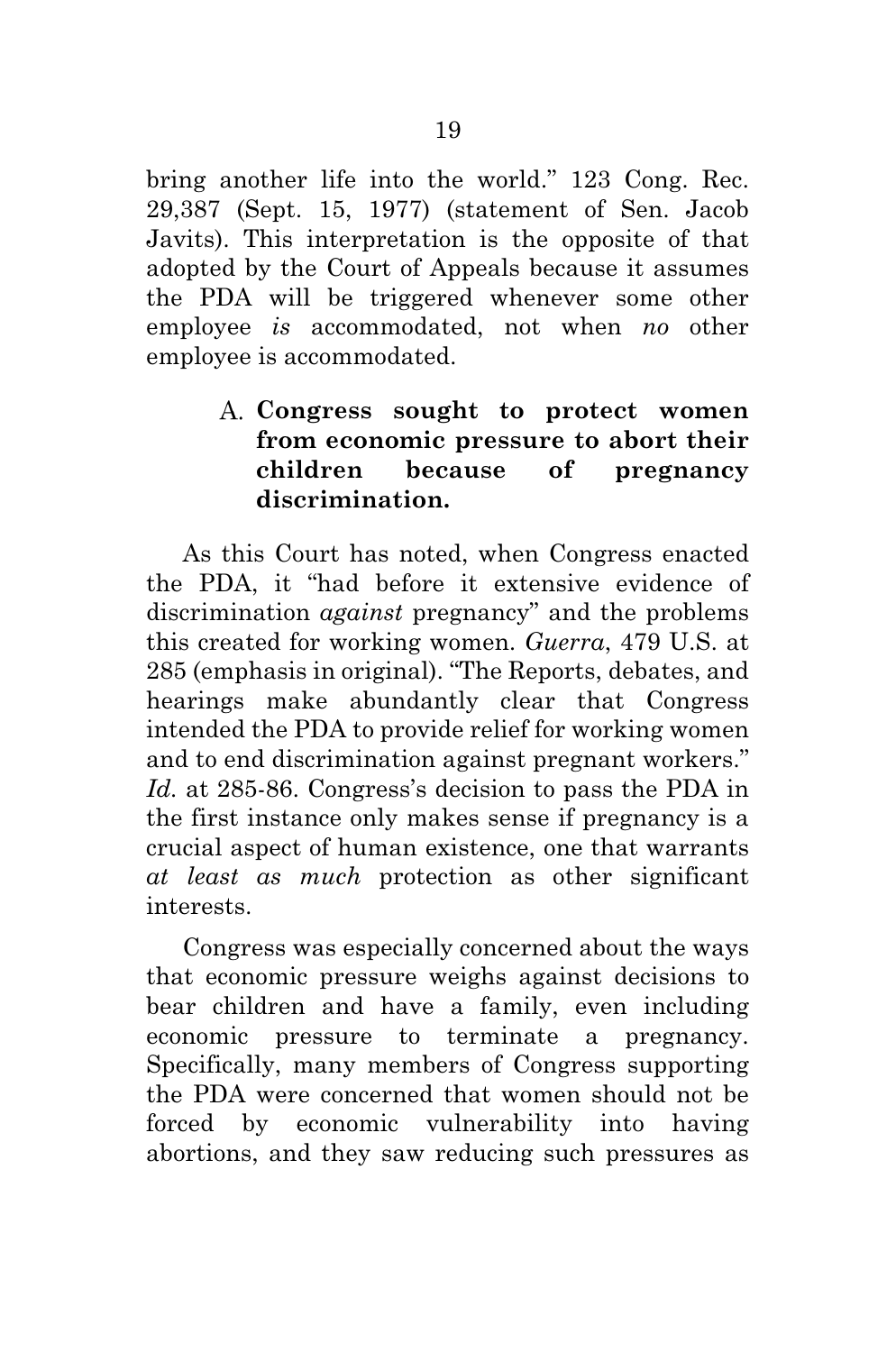bring another life into the world." 123 Cong. Rec. 29,387 (Sept. 15, 1977) (statement of Sen. Jacob Javits). This interpretation is the opposite of that adopted by the Court of Appeals because it assumes the PDA will be triggered whenever some other employee *is* accommodated, not when *no* other employee is accommodated.

### A. Congress sought to protect women from economic pressure to abort their children because of pregnancy discrimination.

As this Court has noted, when Congress enacted the PDA, it "had before it extensive evidence of discrimination *against* pregnancy" and the problems this created for working women. *Guerra*, 479 U.S. at 285 (emphasis in original). "The Reports, debates, and hearings make abundantly clear that Congress intended the PDA to provide relief for working women and to end discrimination against pregnant workers." *Id.* at 285-86. Congress's decision to pass the PDA in the first instance only makes sense if pregnancy is a crucial aspect of human existence, one that warrants *at least as much* protection as other significant interests.

Congress was especially concerned about the ways that economic pressure weighs against decisions to bear children and have a family, even including economic pressure to terminate a pregnancy. Specifically, many members of Congress supporting the PDA were concerned that women should not be forced by economic vulnerability into having abortions, and they saw reducing such pressures as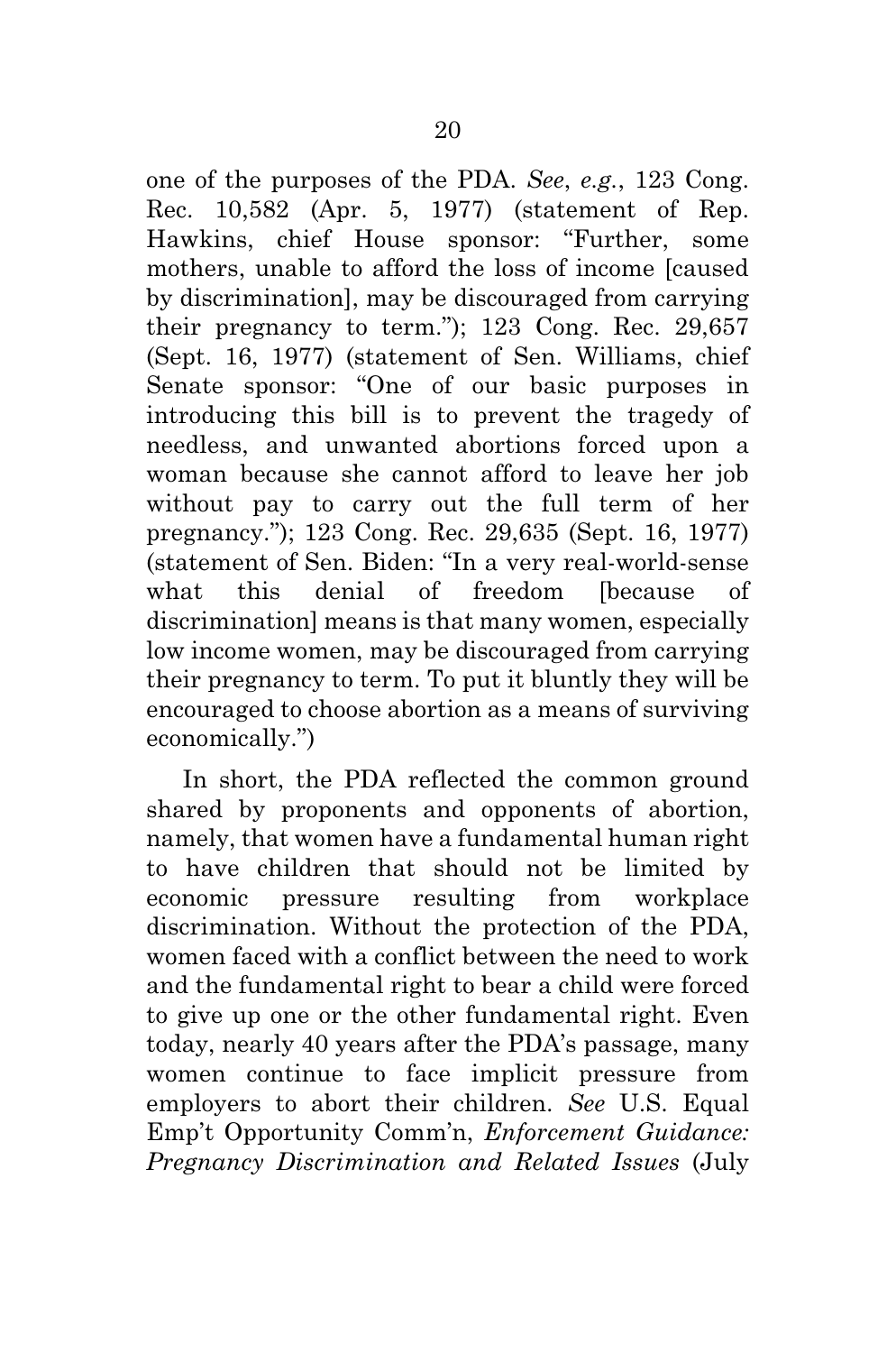one of the purposes of the PDA. *See*, *e.g.*, 123 Cong. Rec. 10,582 (Apr. 5, 1977) (statement of Rep. Hawkins, chief House sponsor: "Further, some mothers, unable to afford the loss of income [caused by discrimination], may be discouraged from carrying their pregnancy to term."); 123 Cong. Rec. 29,657 (Sept. 16, 1977) (statement of Sen. Williams, chief Senate sponsor: "One of our basic purposes in introducing this bill is to prevent the tragedy of needless, and unwanted abortions forced upon a woman because she cannot afford to leave her job without pay to carry out the full term of her pregnancy."); 123 Cong. Rec. 29,635 (Sept. 16, 1977) (statement of Sen. Biden: "In a very real-world-sense what this denial of freedom [because of discrimination] means is that many women, especially low income women, may be discouraged from carrying their pregnancy to term. To put it bluntly they will be encouraged to choose abortion as a means of surviving economically.")

In short, the PDA reflected the common ground shared by proponents and opponents of abortion, namely, that women have a fundamental human right to have children that should not be limited by economic pressure resulting from workplace discrimination. Without the protection of the PDA, women faced with a conflict between the need to work and the fundamental right to bear a child were forced to give up one or the other fundamental right. Even today, nearly 40 years after the PDA's passage, many women continue to face implicit pressure from employers to abort their children. *See* U.S. Equal Emp't Opportunity Comm'n, *Enforcement Guidance: Pregnancy Discrimination and Related Issues* (July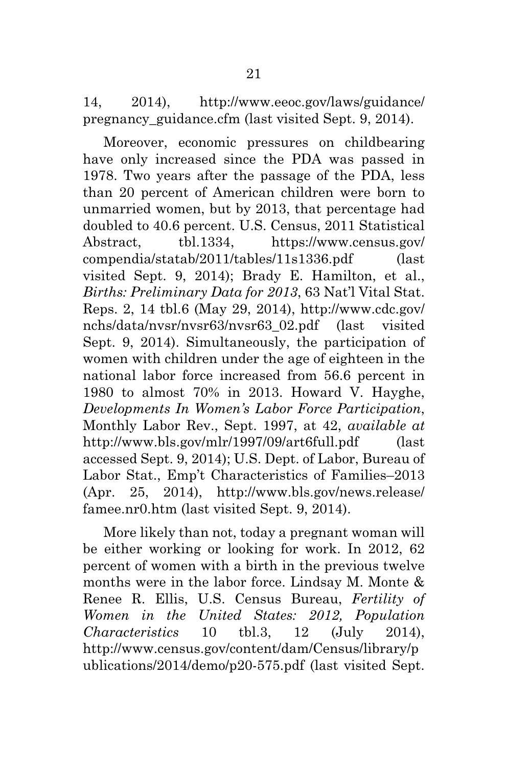14, 2014), http://www.eeoc.gov/laws/guidance/pregnancy_guidance.cfm (last visited Sept. 9, 2014).

Moreover, economic pressures on childbearing have only increased since the PDA was passed in 1978. Two years after the passage of the PDA, less than 20 percent of American children were born to unmarried women, but by 2013, that percentage had doubled to 40.6 percent. U.S. Census, 2011 Statistical Abstract, tbl.1334, https://www.census.gov/compendia/statab/2011/tables/11s1336.pdf (last visited Sept. 9, 2014); Brady E. Hamilton, et al., *Births: Preliminary Data for 2013*, 63 Nat'l Vital Stat. Reps. 2, 14 tbl.6 (May 29, 2014), http://www.cdc.gov/nchs/data/nvsr/nvsr63/nvsr63_02.pdf (last visited Sept. 9, 2014). Simultaneously, the participation of women with children under the age of eighteen in the national labor force increased from 56.6 percent in 1980 to almost 70% in 2013. Howard V. Hayghe, *Developments In Women's Labor Force Participation*, Monthly Labor Rev., Sept. 1997, at 42, *available at* http://www.bls.gov/mlr/1997/09/art6full.pdf (last accessed Sept. 9, 2014); U.S. Dept. of Labor, Bureau of Labor Stat., Emp't Characteristics of Families–2013 (Apr. 25, 2014), http://www.bls.gov/news.release/famee.nr0.htm (last visited Sept. 9, 2014).

More likely than not, today a pregnant woman will be either working or looking for work. In 2012, 62 percent of women with a birth in the previous twelve months were in the labor force. Lindsay M. Monte & Renee R. Ellis, U.S. Census Bureau, *Fertility of Women in the United States: 2012, Population Characteristics* 10 tbl.3, 12 (July 2014), http://www.census.gov/content/dam/Census/library/publications/2014/demo/p20-575.pdf (last visited Sept.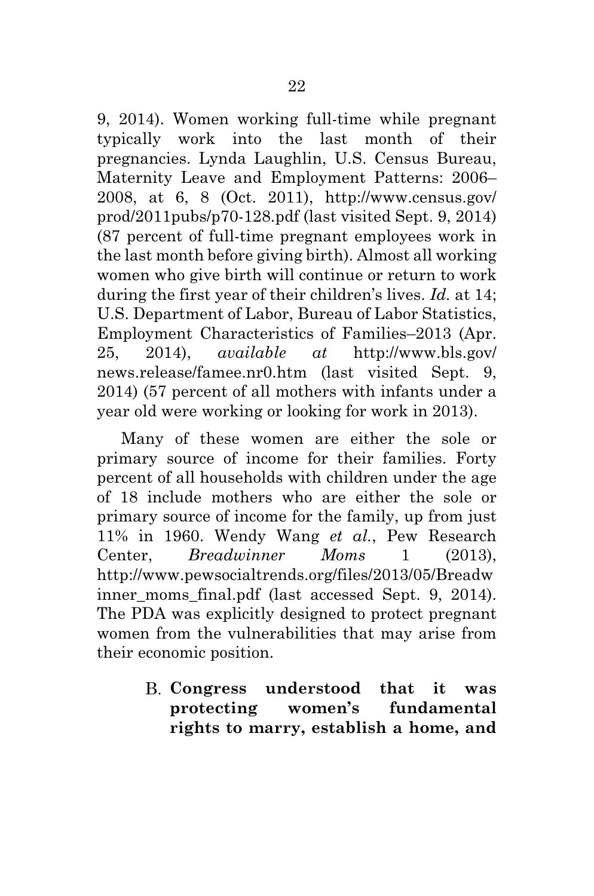9, 2014). Women working full-time while pregnant typically work into the last month of their pregnancies. Lynda Laughlin, U.S. Census Bureau, Maternity Leave and Employment Patterns: 2006–2008, at 6, 8 (Oct. 2011), http://www.census.gov/prod/2011pubs/p70-128.pdf (last visited Sept. 9, 2014) (87 percent of full-time pregnant employees work in the last month before giving birth). Almost all working women who give birth will continue or return to work during the first year of their children's lives. *Id.* at 14; U.S. Department of Labor, Bureau of Labor Statistics, Employment Characteristics of Families–2013 (Apr. 25, 2014), *available at* http://www.bls.gov/news.release/famee.nr0.htm (last visited Sept. 9, 2014) (57 percent of all mothers with infants under a year old were working or looking for work in 2013).

Many of these women are either the sole or primary source of income for their families. Forty percent of all households with children under the age of 18 include mothers who are either the sole or primary source of income for the family, up from just 11% in 1960. Wendy Wang *et al.*, Pew Research Center, *Breadwinner Moms* 1 (2013), http://www.pewsocialtrends.org/files/2013/05/Breadwinner_moms_final.pdf (last accessed Sept. 9, 2014). The PDA was explicitly designed to protect pregnant women from the vulnerabilities that may arise from their economic position.

### B. Congress understood that it was protecting women's fundamental rights to marry, establish a home, and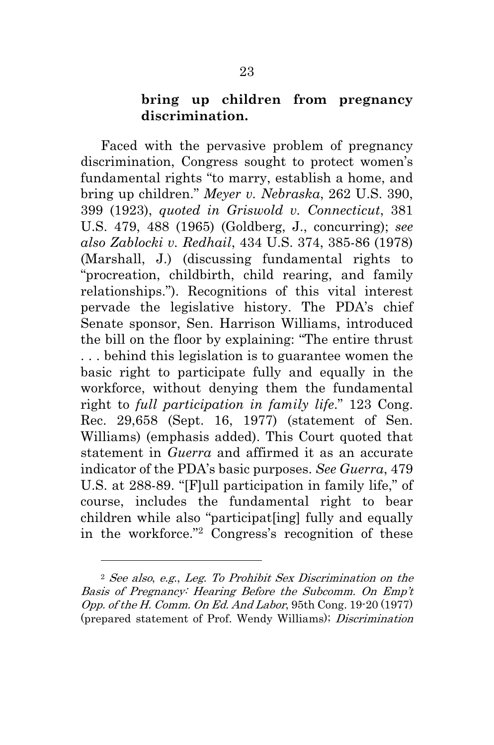**bring up children from pregnancy discrimination.**

Faced with the pervasive problem of pregnancy discrimination, Congress sought to protect women's fundamental rights "to marry, establish a home, and bring up children." *Meyer v. Nebraska*, 262 U.S. 390, 399 (1923), *quoted in Griswold v. Connecticut*, 381 U.S. 479, 488 (1965) (Goldberg, J., concurring); *see also Zablocki v. Redhail*, 434 U.S. 374, 385-86 (1978) (Marshall, J.) (discussing fundamental rights to "procreation, childbirth, child rearing, and family relationships."). Recognitions of this vital interest pervade the legislative history. The PDA's chief Senate sponsor, Sen. Harrison Williams, introduced the bill on the floor by explaining: "The entire thrust . . . behind this legislation is to guarantee women the basic right to participate fully and equally in the workforce, without denying them the fundamental right to *full participation in family life*." 123 Cong. Rec. 29,658 (Sept. 16, 1977) (statement of Sen. Williams) (emphasis added). This Court quoted that statement in *Guerra* and affirmed it as an accurate indicator of the PDA's basic purposes. *See Guerra*, 479 U.S. at 288-89. "[F]ull participation in family life," of course, includes the fundamental right to bear children while also "participat[ing] fully and equally in the workforce."[2] Congress's recognition of these

---

[2] *See also*, *e.g.*, *Leg. To Prohibit Sex Discrimination on the Basis of Pregnancy: Hearing Before the Subcomm. On Emp't Opp. of the H. Comm. On Ed. And Labor*, 95th Cong. 19-20 (1977) (prepared statement of Prof. Wendy Williams); *Discrimination*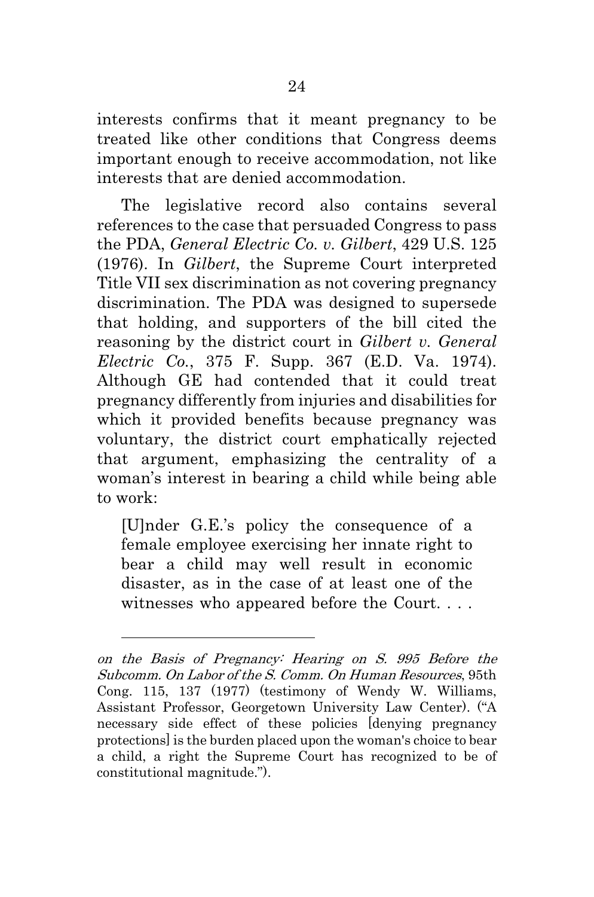interests confirms that it meant pregnancy to be treated like other conditions that Congress deems important enough to receive accommodation, not like interests that are denied accommodation.

The legislative record also contains several references to the case that persuaded Congress to pass the PDA, *General Electric Co. v. Gilbert*, 429 U.S. 125 (1976). In *Gilbert*, the Supreme Court interpreted Title VII sex discrimination as not covering pregnancy discrimination. The PDA was designed to supersede that holding, and supporters of the bill cited the reasoning by the district court in *Gilbert v. General Electric Co.*, 375 F. Supp. 367 (E.D. Va. 1974). Although GE had contended that it could treat pregnancy differently from injuries and disabilities for which it provided benefits because pregnancy was voluntary, the district court emphatically rejected that argument, emphasizing the centrality of a woman's interest in bearing a child while being able to work:

> [U]nder G.E.'s policy the consequence of a female employee exercising her innate right to bear a child may well result in economic disaster, as in the case of at least one of the witnesses who appeared before the Court. . . .

---

*on the Basis of Pregnancy: Hearing on S. 995 Before the Subcomm. On Labor of the S. Comm. On Human Resources*, 95th Cong. 115, 137 (1977) (testimony of Wendy W. Williams, Assistant Professor, Georgetown University Law Center). ("A necessary side effect of these policies [denying pregnancy protections] is the burden placed upon the woman's choice to bear a child, a right the Supreme Court has recognized to be of constitutional magnitude.").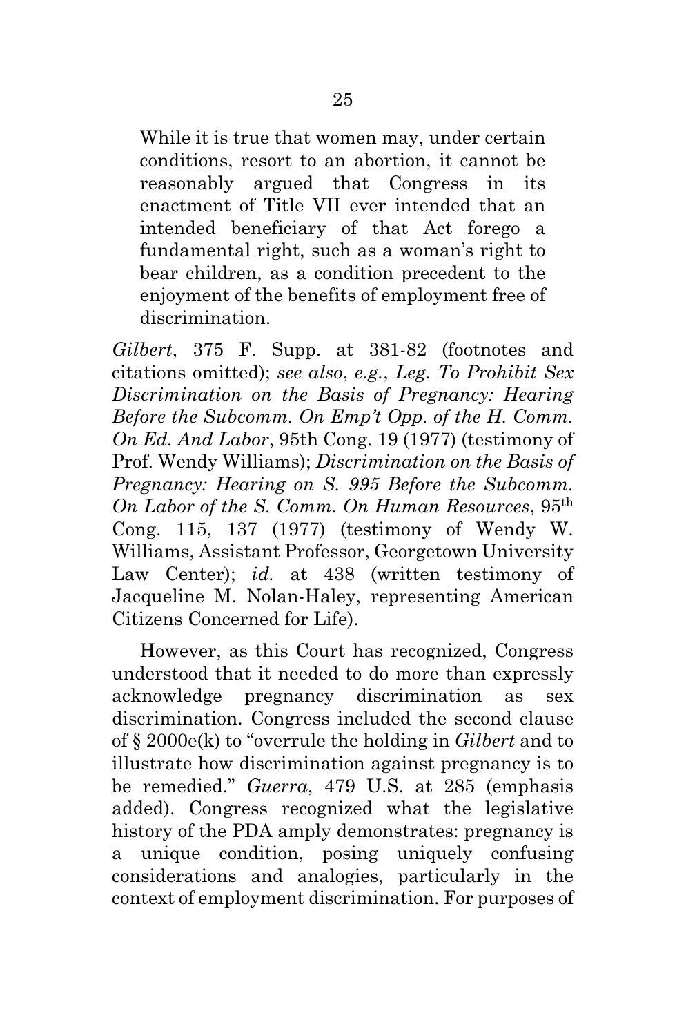> While it is true that women may, under certain conditions, resort to an abortion, it cannot be reasonably argued that Congress in its enactment of Title VII ever intended that an intended beneficiary of that Act forego a fundamental right, such as a woman's right to bear children, as a condition precedent to the enjoyment of the benefits of employment free of discrimination.

*Gilbert*, 375 F. Supp. at 381-82 (footnotes and citations omitted); *see also*, *e.g.*, *Leg. To Prohibit Sex Discrimination on the Basis of Pregnancy: Hearing Before the Subcomm. On Emp't Opp. of the H. Comm. On Ed. And Labor*, 95th Cong. 19 (1977) (testimony of Prof. Wendy Williams); *Discrimination on the Basis of Pregnancy: Hearing on S. 995 Before the Subcomm. On Labor of the S. Comm. On Human Resources*, 95th Cong. 115, 137 (1977) (testimony of Wendy W. Williams, Assistant Professor, Georgetown University Law Center); *id.* at 438 (written testimony of Jacqueline M. Nolan-Haley, representing American Citizens Concerned for Life).

However, as this Court has recognized, Congress understood that it needed to do more than expressly acknowledge pregnancy discrimination as sex discrimination. Congress included the second clause of § 2000e(k) to "overrule the holding in *Gilbert* and to illustrate how discrimination against pregnancy is to be remedied." *Guerra*, 479 U.S. at 285 (emphasis added). Congress recognized what the legislative history of the PDA amply demonstrates: pregnancy is a unique condition, posing uniquely confusing considerations and analogies, particularly in the context of employment discrimination. For purposes of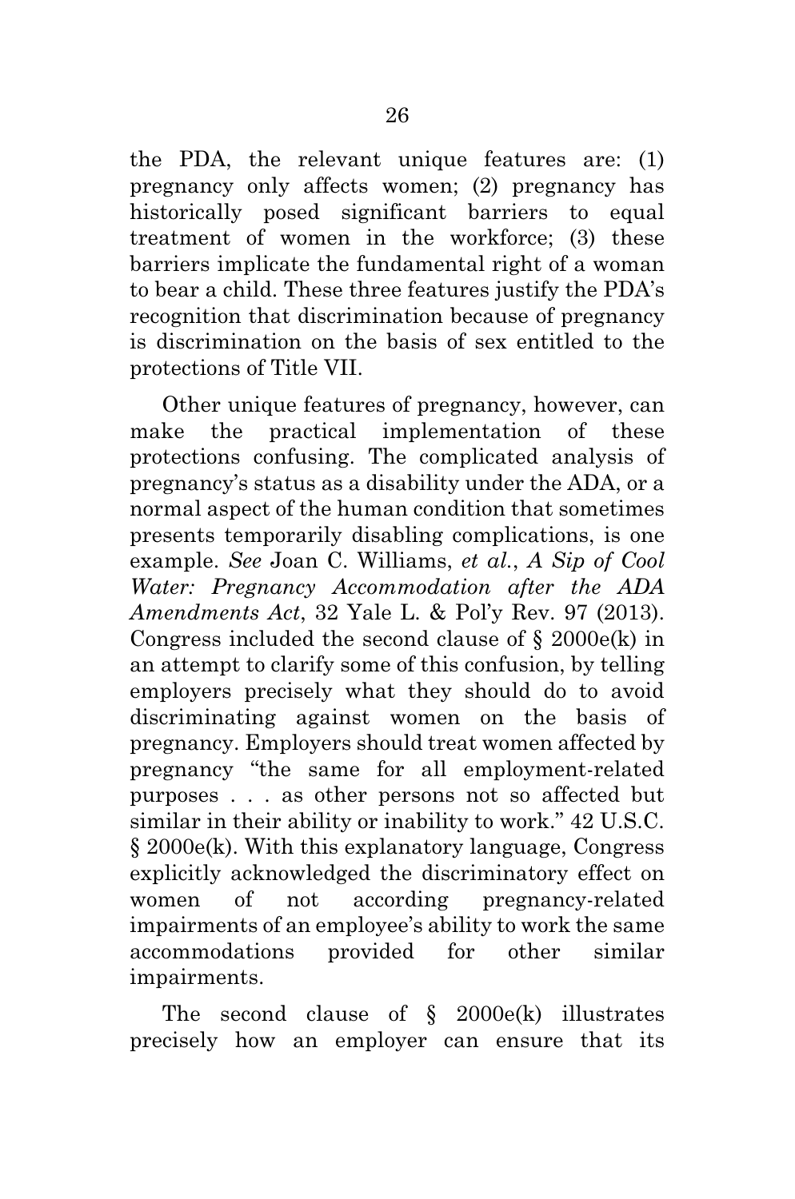the PDA, the relevant unique features are: (1) pregnancy only affects women; (2) pregnancy has historically posed significant barriers to equal treatment of women in the workforce; (3) these barriers implicate the fundamental right of a woman to bear a child. These three features justify the PDA's recognition that discrimination because of pregnancy is discrimination on the basis of sex entitled to the protections of Title VII.

Other unique features of pregnancy, however, can make the practical implementation of these protections confusing. The complicated analysis of pregnancy's status as a disability under the ADA, or a normal aspect of the human condition that sometimes presents temporarily disabling complications, is one example. *See* Joan C. Williams, *et al.*, *A Sip of Cool Water: Pregnancy Accommodation after the ADA Amendments Act*, 32 Yale L. & Pol'y Rev. 97 (2013). Congress included the second clause of § 2000e(k) in an attempt to clarify some of this confusion, by telling employers precisely what they should do to avoid discriminating against women on the basis of pregnancy. Employers should treat women affected by pregnancy "the same for all employment-related purposes . . . as other persons not so affected but similar in their ability or inability to work." 42 U.S.C. § 2000e(k). With this explanatory language, Congress explicitly acknowledged the discriminatory effect on women of not according pregnancy-related impairments of an employee's ability to work the same accommodations provided for other similar impairments.

The second clause of § 2000e(k) illustrates precisely how an employer can ensure that its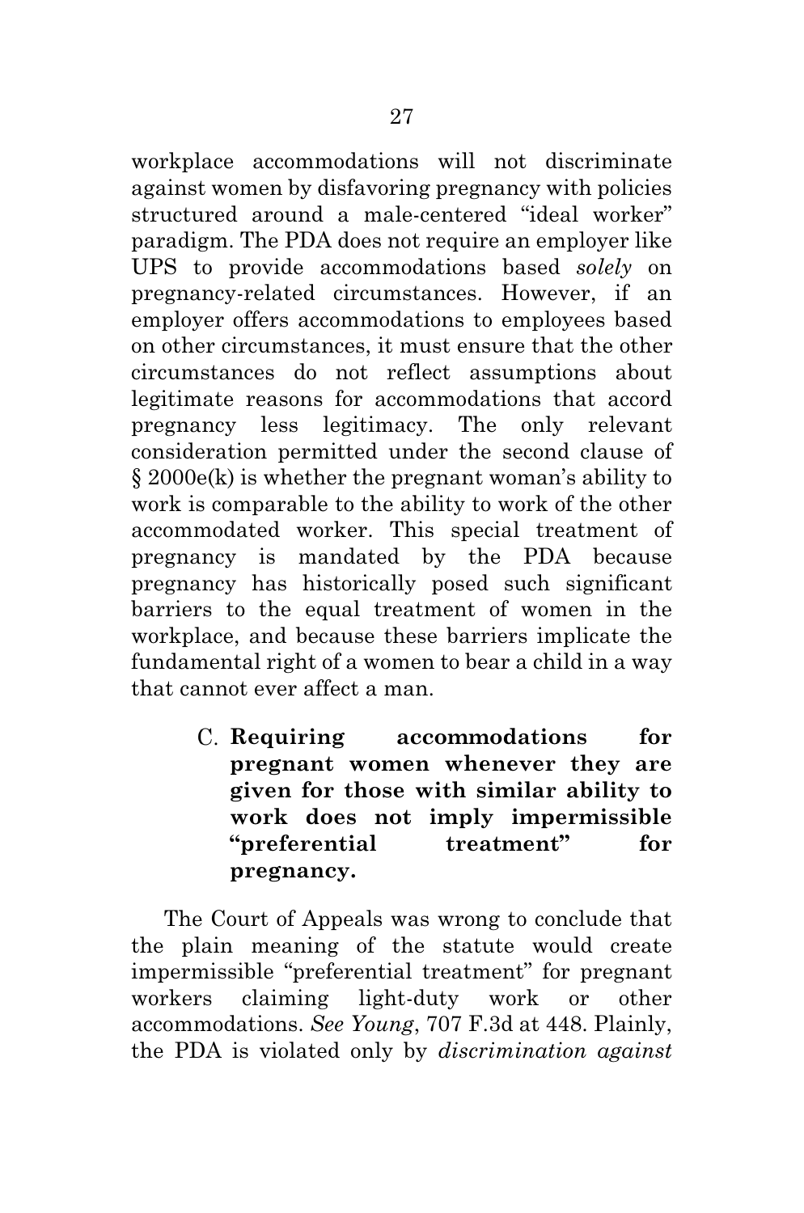workplace accommodations will not discriminate against women by disfavoring pregnancy with policies structured around a male-centered "ideal worker" paradigm. The PDA does not require an employer like UPS to provide accommodations based *solely* on pregnancy-related circumstances. However, if an employer offers accommodations to employees based on other circumstances, it must ensure that the other circumstances do not reflect assumptions about legitimate reasons for accommodations that accord pregnancy less legitimacy. The only relevant consideration permitted under the second clause of § 2000e(k) is whether the pregnant woman's ability to work is comparable to the ability to work of the other accommodated worker. This special treatment of pregnancy is mandated by the PDA because pregnancy has historically posed such significant barriers to the equal treatment of women in the workplace, and because these barriers implicate the fundamental right of a women to bear a child in a way that cannot ever affect a man.

### C. Requiring accommodations for pregnant women whenever they are given for those with similar ability to work does not imply impermissible "preferential treatment" for pregnancy.

The Court of Appeals was wrong to conclude that the plain meaning of the statute would create impermissible "preferential treatment" for pregnant workers claiming light-duty work or other accommodations. *See Young*, 707 F.3d at 448. Plainly, the PDA is violated only by *discrimination against*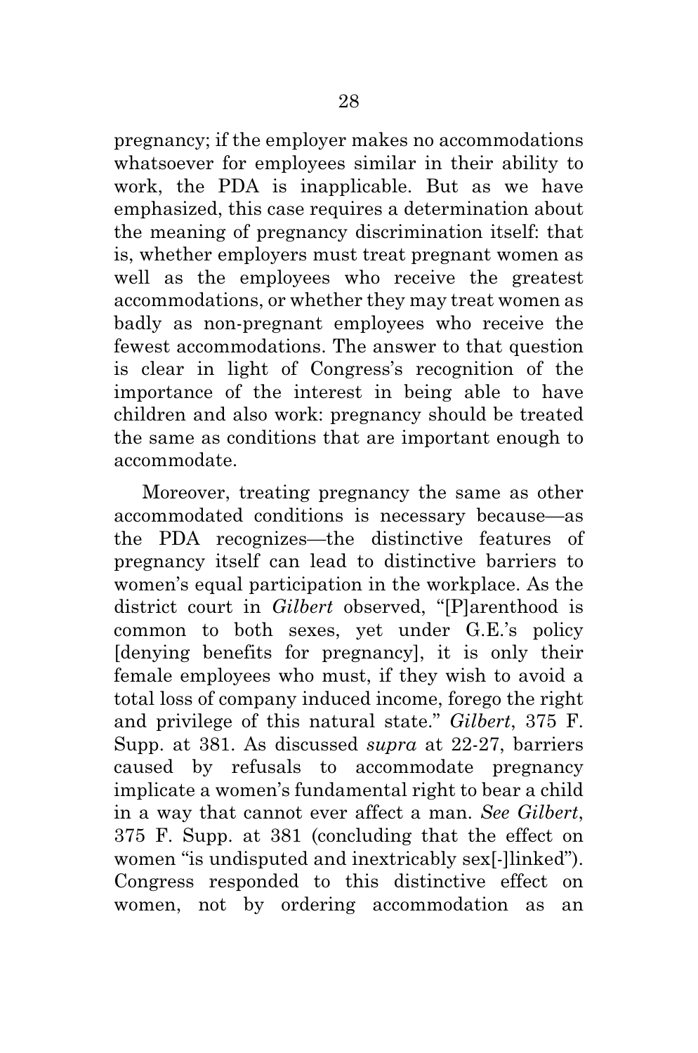pregnancy; if the employer makes no accommodations whatsoever for employees similar in their ability to work, the PDA is inapplicable. But as we have emphasized, this case requires a determination about the meaning of pregnancy discrimination itself: that is, whether employers must treat pregnant women as well as the employees who receive the greatest accommodations, or whether they may treat women as badly as non-pregnant employees who receive the fewest accommodations. The answer to that question is clear in light of Congress's recognition of the importance of the interest in being able to have children and also work: pregnancy should be treated the same as conditions that are important enough to accommodate.

Moreover, treating pregnancy the same as other accommodated conditions is necessary because—as the PDA recognizes—the distinctive features of pregnancy itself can lead to distinctive barriers to women's equal participation in the workplace. As the district court in *Gilbert* observed, "[P]arenthood is common to both sexes, yet under G.E.'s policy [denying benefits for pregnancy], it is only their female employees who must, if they wish to avoid a total loss of company induced income, forego the right and privilege of this natural state." *Gilbert*, 375 F. Supp. at 381. As discussed *supra* at 22-27, barriers caused by refusals to accommodate pregnancy implicate a women's fundamental right to bear a child in a way that cannot ever affect a man. *See Gilbert*, 375 F. Supp. at 381 (concluding that the effect on women "is undisputed and inextricably sex[-]linked"). Congress responded to this distinctive effect on women, not by ordering accommodation as an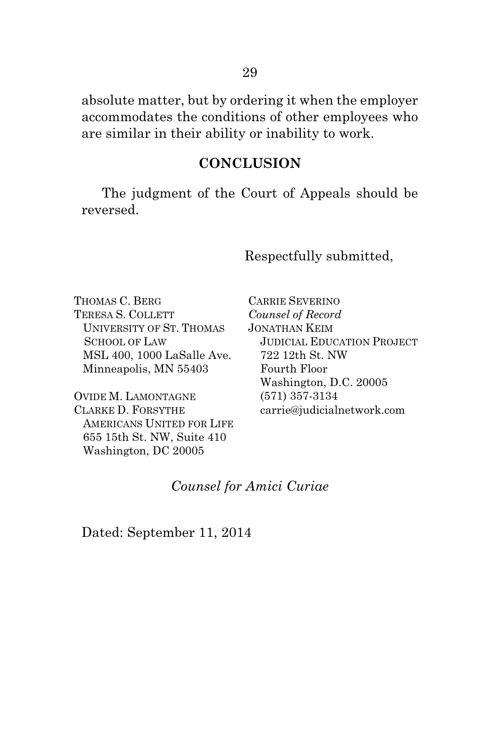absolute matter, but by ordering it when the employer accommodates the conditions of other employees who are similar in their ability or inability to work.

## CONCLUSION

The judgment of the Court of Appeals should be reversed.

Respectfully submitted,

THOMAS C. BERG
TERESA S. COLLETT
UNIVERSITY OF ST. THOMAS SCHOOL OF LAW
MSL 400, 1000 LaSalle Ave.
Minneapolis, MN 55403

OVIDE M. LAMONTAGNE
CLARKE D. FORSYTHE
AMERICANS UNITED FOR LIFE
655 15th St. NW, Suite 410
Washington, DC 20005

CARRIE SEVERINO
*Counsel of Record*
JONATHAN KEIM
JUDICIAL EDUCATION PROJECT
722 12th St. NW
Fourth Floor
Washington, D.C. 20005
(571) 357-3134
carrie@judicialnetwork.com

*Counsel for Amici Curiae*

Dated: September 11, 2014